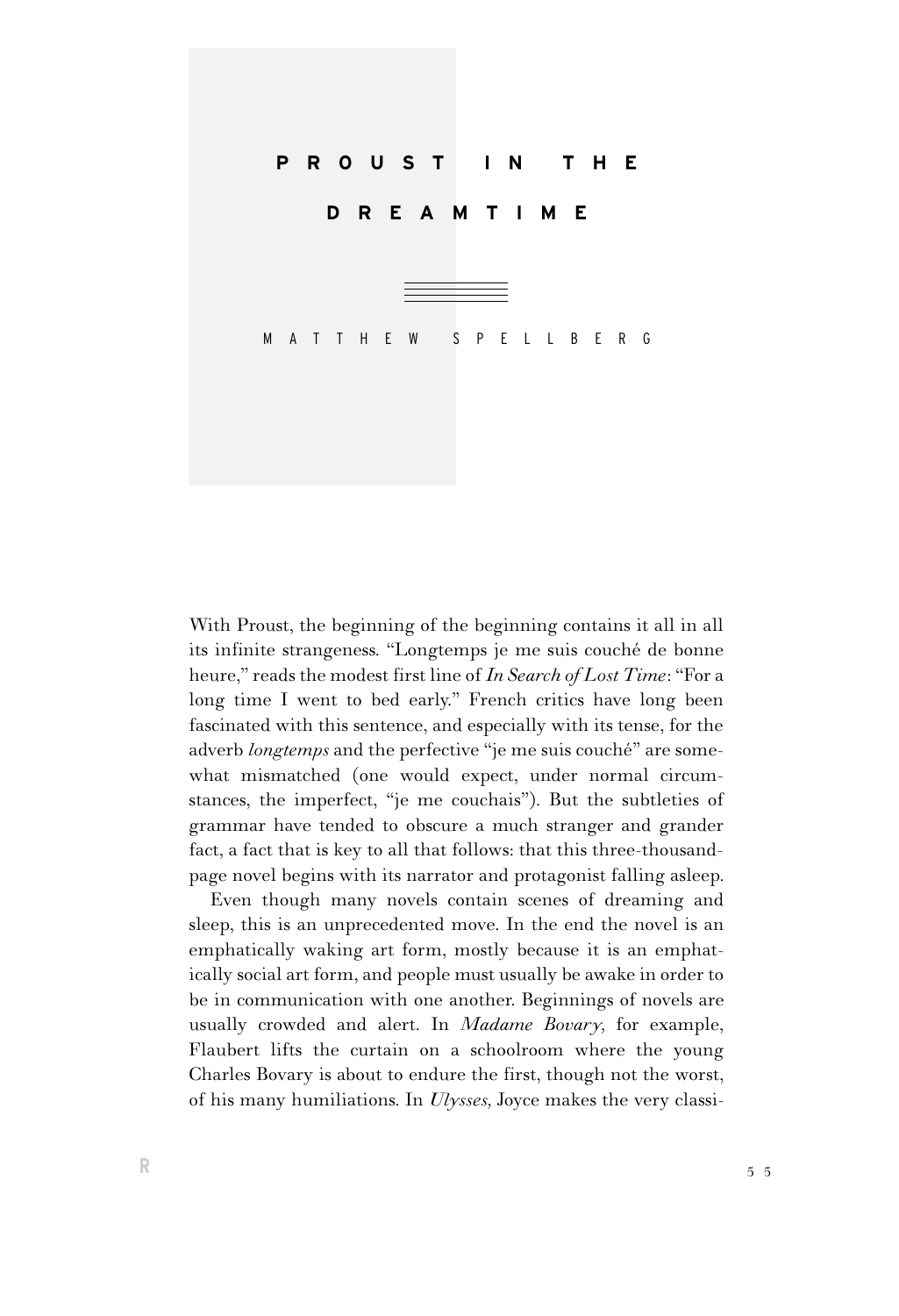# PROUST IN THE DREAMTIME

MATTHEW SPELLBERG

With Proust, the beginning of the beginning contains it all in all its infinite strangeness. "Longtemps je me suis couché de bonne heure," reads the modest first line of *In Search of Lost Time*: "For a long time I went to bed early." French critics have long been fascinated with this sentence, and especially with its tense, for the adverb *longtemps* and the perfective "je me suis couché" are somewhat mismatched (one would expect, under normal circumstances, the imperfect, "je me couchais"). But the subtleties of grammar have tended to obscure a much stranger and grander fact, a fact that is key to all that follows: that this three-thousand-page novel begins with its narrator and protagonist falling asleep.

Even though many novels contain scenes of dreaming and sleep, this is an unprecedented move. In the end the novel is an emphatically waking art form, mostly because it is an emphatically social art form, and people must usually be awake in order to be in communication with one another. Beginnings of novels are usually crowded and alert. In *Madame Bovary*, for example, Flaubert lifts the curtain on a schoolroom where the young Charles Bovary is about to endure the first, though not the worst, of his many humiliations. In *Ulysses*, Joyce makes the very classi-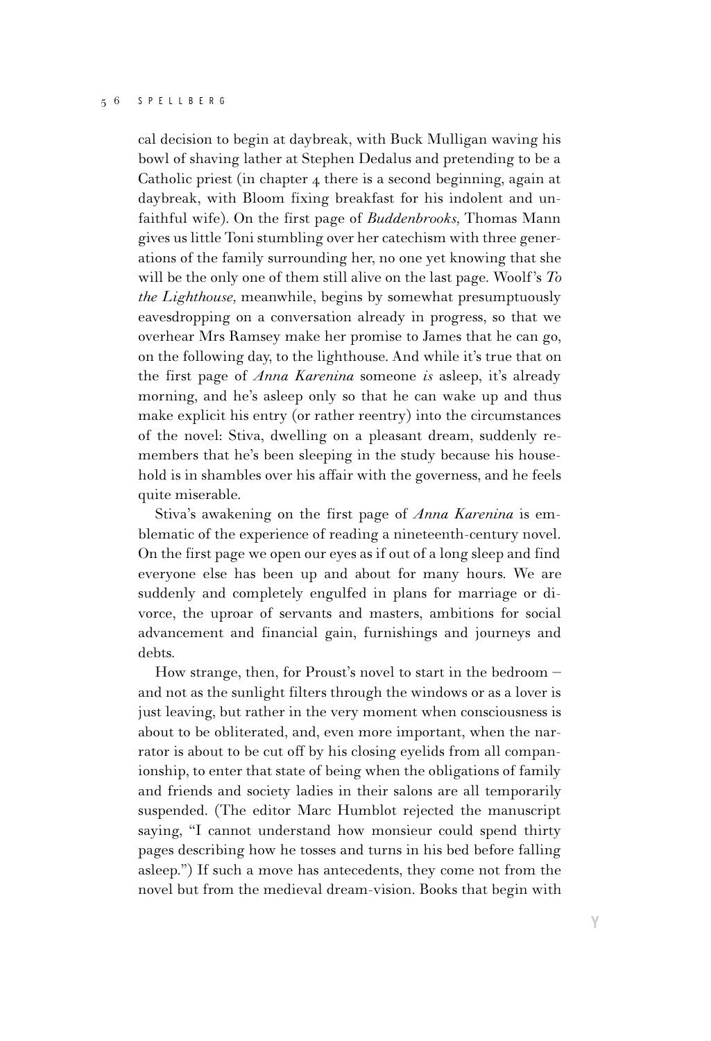cal decision to begin at daybreak, with Buck Mulligan waving his bowl of shaving lather at Stephen Dedalus and pretending to be a Catholic priest (in chapter 4 there is a second beginning, again at daybreak, with Bloom fixing breakfast for his indolent and unfaithful wife). On the first page of *Buddenbrooks,* Thomas Mann gives us little Toni stumbling over her catechism with three generations of the family surrounding her, no one yet knowing that she will be the only one of them still alive on the last page. Woolf's *To the Lighthouse,* meanwhile, begins by somewhat presumptuously eavesdropping on a conversation already in progress, so that we overhear Mrs Ramsey make her promise to James that he can go, on the following day, to the lighthouse. And while it's true that on the first page of *Anna Karenina* someone *is* asleep, it's already morning, and he's asleep only so that he can wake up and thus make explicit his entry (or rather reentry) into the circumstances of the novel: Stiva, dwelling on a pleasant dream, suddenly remembers that he's been sleeping in the study because his household is in shambles over his affair with the governess, and he feels quite miserable.

Stiva's awakening on the first page of *Anna Karenina* is emblematic of the experience of reading a nineteenth-century novel. On the first page we open our eyes as if out of a long sleep and find everyone else has been up and about for many hours. We are suddenly and completely engulfed in plans for marriage or divorce, the uproar of servants and masters, ambitions for social advancement and financial gain, furnishings and journeys and debts.

How strange, then, for Proust's novel to start in the bedroom – and not as the sunlight filters through the windows or as a lover is just leaving, but rather in the very moment when consciousness is about to be obliterated, and, even more important, when the narrator is about to be cut off by his closing eyelids from all companionship, to enter that state of being when the obligations of family and friends and society ladies in their salons are all temporarily suspended. (The editor Marc Humblot rejected the manuscript saying, "I cannot understand how monsieur could spend thirty pages describing how he tosses and turns in his bed before falling asleep.") If such a move has antecedents, they come not from the novel but from the medieval dream-vision. Books that begin with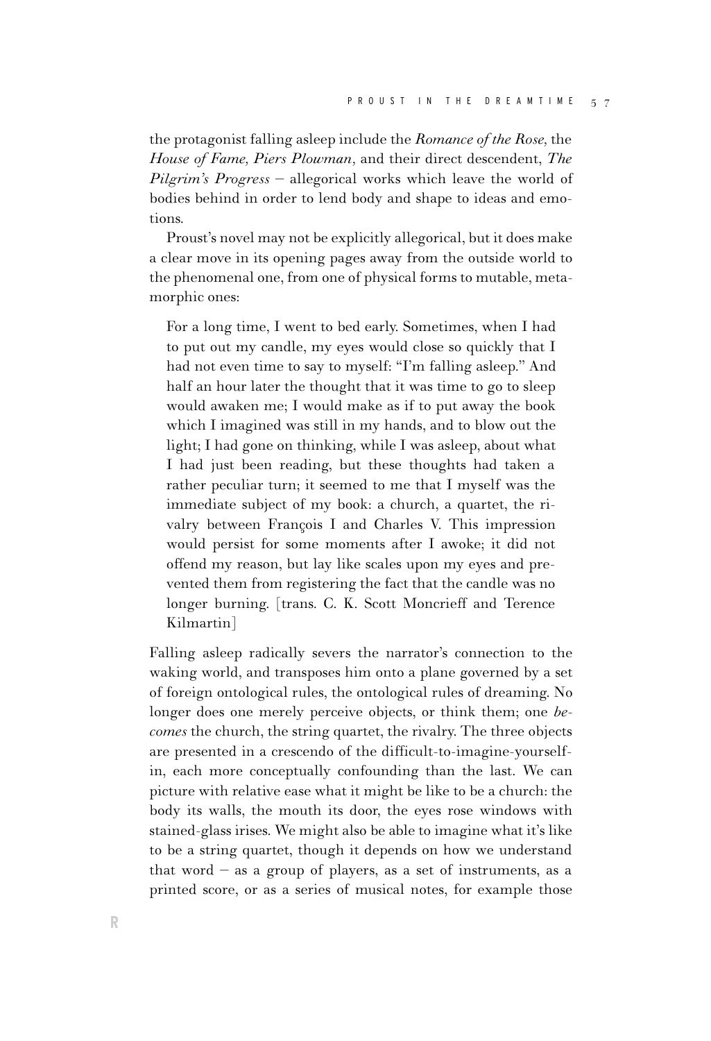the protagonist falling asleep include the *Romance of the Rose*, the *House of Fame*, *Piers Plowman*, and their direct descendent, *The Pilgrim's Progress* – allegorical works which leave the world of bodies behind in order to lend body and shape to ideas and emotions.

Proust's novel may not be explicitly allegorical, but it does make a clear move in its opening pages away from the outside world to the phenomenal one, from one of physical forms to mutable, metamorphic ones:

> For a long time, I went to bed early. Sometimes, when I had to put out my candle, my eyes would close so quickly that I had not even time to say to myself: "I'm falling asleep." And half an hour later the thought that it was time to go to sleep would awaken me; I would make as if to put away the book which I imagined was still in my hands, and to blow out the light; I had gone on thinking, while I was asleep, about what I had just been reading, but these thoughts had taken a rather peculiar turn; it seemed to me that I myself was the immediate subject of my book: a church, a quartet, the rivalry between François I and Charles V. This impression would persist for some moments after I awoke; it did not offend my reason, but lay like scales upon my eyes and prevented them from registering the fact that the candle was no longer burning. [trans. C. K. Scott Moncrieff and Terence Kilmartin]

Falling asleep radically severs the narrator's connection to the waking world, and transposes him onto a plane governed by a set of foreign ontological rules, the ontological rules of dreaming. No longer does one merely perceive objects, or think them; one *becomes* the church, the string quartet, the rivalry. The three objects are presented in a crescendo of the difficult-to-imagine-yourself-in, each more conceptually confounding than the last. We can picture with relative ease what it might be like to be a church: the body its walls, the mouth its door, the eyes rose windows with stained-glass irises. We might also be able to imagine what it's like to be a string quartet, though it depends on how we understand that word – as a group of players, as a set of instruments, as a printed score, or as a series of musical notes, for example those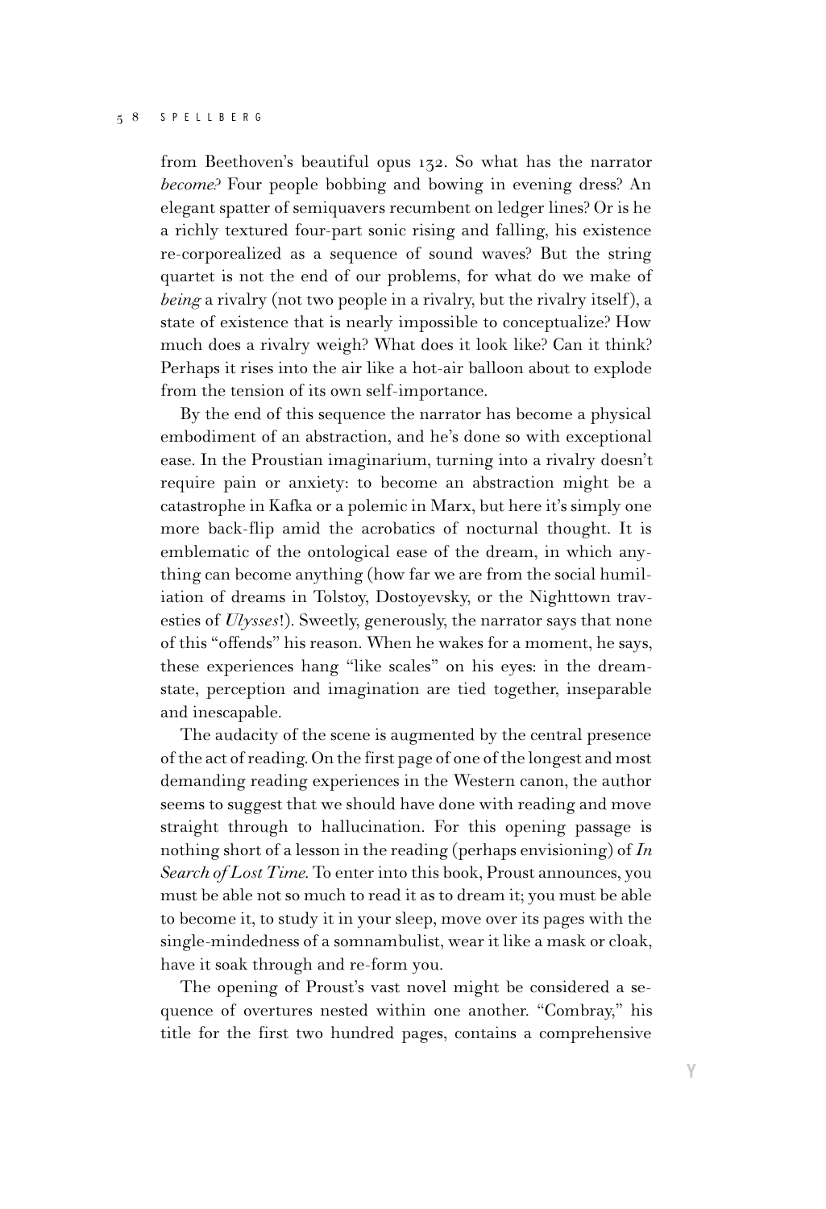from Beethoven's beautiful opus 132. So what has the narrator *become*? Four people bobbing and bowing in evening dress? An elegant spatter of semiquavers recumbent on ledger lines? Or is he a richly textured four-part sonic rising and falling, his existence re-corporealized as a sequence of sound waves? But the string quartet is not the end of our problems, for what do we make of *being* a rivalry (not two people in a rivalry, but the rivalry itself), a state of existence that is nearly impossible to conceptualize? How much does a rivalry weigh? What does it look like? Can it think? Perhaps it rises into the air like a hot-air balloon about to explode from the tension of its own self-importance.

By the end of this sequence the narrator has become a physical embodiment of an abstraction, and he's done so with exceptional ease. In the Proustian imaginarium, turning into a rivalry doesn't require pain or anxiety: to become an abstraction might be a catastrophe in Kafka or a polemic in Marx, but here it's simply one more back-flip amid the acrobatics of nocturnal thought. It is emblematic of the ontological ease of the dream, in which anything can become anything (how far we are from the social humiliation of dreams in Tolstoy, Dostoyevsky, or the Nighttown travesties of *Ulysses*!). Sweetly, generously, the narrator says that none of this "offends" his reason. When he wakes for a moment, he says, these experiences hang "like scales" on his eyes: in the dream-state, perception and imagination are tied together, inseparable and inescapable.

The audacity of the scene is augmented by the central presence of the act of reading. On the first page of one of the longest and most demanding reading experiences in the Western canon, the author seems to suggest that we should have done with reading and move straight through to hallucination. For this opening passage is nothing short of a lesson in the reading (perhaps envisioning) of *In Search of Lost Time*. To enter into this book, Proust announces, you must be able not so much to read it as to dream it; you must be able to become it, to study it in your sleep, move over its pages with the single-mindedness of a somnambulist, wear it like a mask or cloak, have it soak through and re-form you.

The opening of Proust's vast novel might be considered a sequence of overtures nested within one another. "Combray," his title for the first two hundred pages, contains a comprehensive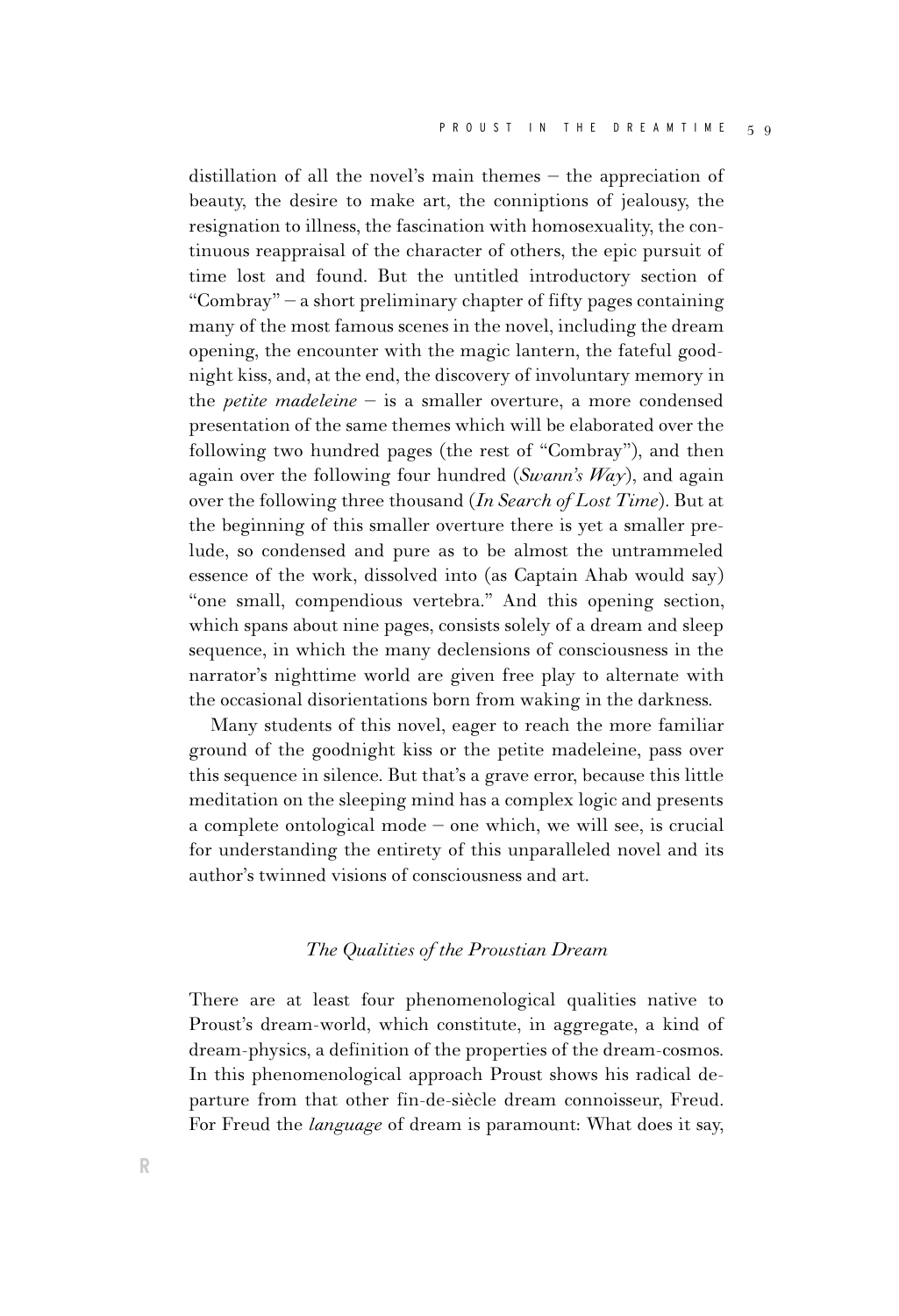distillation of all the novel's main themes – the appreciation of beauty, the desire to make art, the conniptions of jealousy, the resignation to illness, the fascination with homosexuality, the continuous reappraisal of the character of others, the epic pursuit of time lost and found. But the untitled introductory section of "Combray" – a short preliminary chapter of fifty pages containing many of the most famous scenes in the novel, including the dream opening, the encounter with the magic lantern, the fateful goodnight kiss, and, at the end, the discovery of involuntary memory in the *petite madeleine* – is a smaller overture, a more condensed presentation of the same themes which will be elaborated over the following two hundred pages (the rest of "Combray"), and then again over the following four hundred (*Swann's Way*), and again over the following three thousand (*In Search of Lost Time*). But at the beginning of this smaller overture there is yet a smaller prelude, so condensed and pure as to be almost the untrammeled essence of the work, dissolved into (as Captain Ahab would say) "one small, compendious vertebra." And this opening section, which spans about nine pages, consists solely of a dream and sleep sequence, in which the many declensions of consciousness in the narrator's nighttime world are given free play to alternate with the occasional disorientations born from waking in the darkness.

Many students of this novel, eager to reach the more familiar ground of the goodnight kiss or the petite madeleine, pass over this sequence in silence. But that's a grave error, because this little meditation on the sleeping mind has a complex logic and presents a complete ontological mode – one which, we will see, is crucial for understanding the entirety of this unparalleled novel and its author's twinned visions of consciousness and art.

## *The Qualities of the Proustian Dream*

There are at least four phenomenological qualities native to Proust's dream-world, which constitute, in aggregate, a kind of dream-physics, a definition of the properties of the dream-cosmos. In this phenomenological approach Proust shows his radical departure from that other fin-de-siècle dream connoisseur, Freud. For Freud the *language* of dream is paramount: What does it say,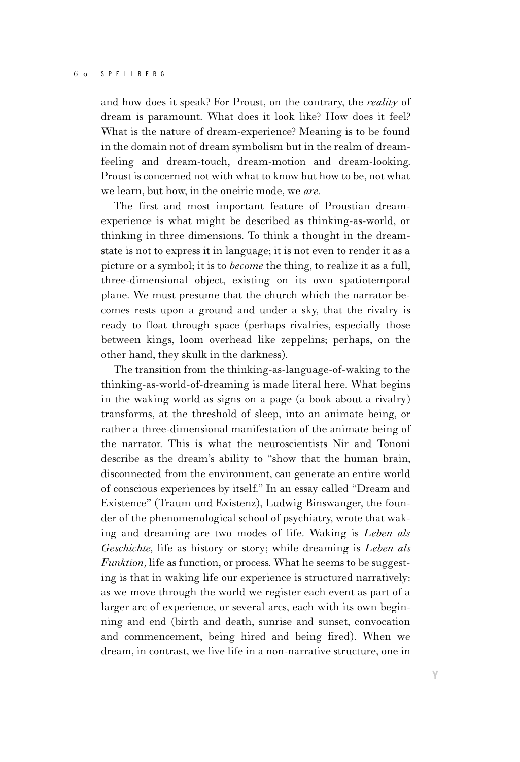and how does it speak? For Proust, on the contrary, the *reality* of dream is paramount. What does it look like? How does it feel? What is the nature of dream-experience? Meaning is to be found in the domain not of dream symbolism but in the realm of dream-feeling and dream-touch, dream-motion and dream-looking. Proust is concerned not with what to know but how to be, not what we learn, but how, in the oneiric mode, we *are*.

The first and most important feature of Proustian dream-experience is what might be described as thinking-as-world, or thinking in three dimensions. To think a thought in the dream-state is not to express it in language; it is not even to render it as a picture or a symbol; it is to *become* the thing, to realize it as a full, three-dimensional object, existing on its own spatiotemporal plane. We must presume that the church which the narrator becomes rests upon a ground and under a sky, that the rivalry is ready to float through space (perhaps rivalries, especially those between kings, loom overhead like zeppelins; perhaps, on the other hand, they skulk in the darkness).

The transition from the thinking-as-language-of-waking to the thinking-as-world-of-dreaming is made literal here. What begins in the waking world as signs on a page (a book about a rivalry) transforms, at the threshold of sleep, into an animate being, or rather a three-dimensional manifestation of the animate being of the narrator. This is what the neuroscientists Nir and Tononi describe as the dream's ability to "show that the human brain, disconnected from the environment, can generate an entire world of conscious experiences by itself." In an essay called "Dream and Existence" (Traum und Existenz), Ludwig Binswanger, the founder of the phenomenological school of psychiatry, wrote that waking and dreaming are two modes of life. Waking is *Leben als Geschichte,* life as history or story; while dreaming is *Leben als Funktion*, life as function, or process. What he seems to be suggesting is that in waking life our experience is structured narratively: as we move through the world we register each event as part of a larger arc of experience, or several arcs, each with its own beginning and end (birth and death, sunrise and sunset, convocation and commencement, being hired and being fired). When we dream, in contrast, we live life in a non-narrative structure, one in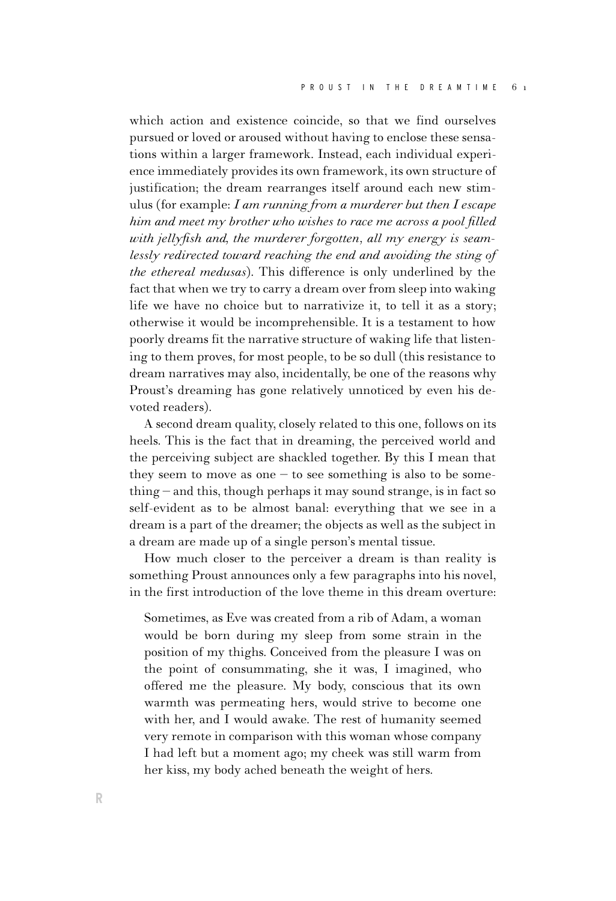which action and existence coincide, so that we find ourselves pursued or loved or aroused without having to enclose these sensations within a larger framework. Instead, each individual experience immediately provides its own framework, its own structure of justification; the dream rearranges itself around each new stimulus (for example: *I am running from a murderer but then I escape him and meet my brother who wishes to race me across a pool filled with jellyfish and, the murderer forgotten, all my energy is seamlessly redirected toward reaching the end and avoiding the sting of the ethereal medusas*). This difference is only underlined by the fact that when we try to carry a dream over from sleep into waking life we have no choice but to narrativize it, to tell it as a story; otherwise it would be incomprehensible. It is a testament to how poorly dreams fit the narrative structure of waking life that listening to them proves, for most people, to be so dull (this resistance to dream narratives may also, incidentally, be one of the reasons why Proust's dreaming has gone relatively unnoticed by even his devoted readers).

A second dream quality, closely related to this one, follows on its heels. This is the fact that in dreaming, the perceived world and the perceiving subject are shackled together. By this I mean that they seem to move as one – to see something is also to be something – and this, though perhaps it may sound strange, is in fact so self-evident as to be almost banal: everything that we see in a dream is a part of the dreamer; the objects as well as the subject in a dream are made up of a single person's mental tissue.

How much closer to the perceiver a dream is than reality is something Proust announces only a few paragraphs into his novel, in the first introduction of the love theme in this dream overture:

> Sometimes, as Eve was created from a rib of Adam, a woman would be born during my sleep from some strain in the position of my thighs. Conceived from the pleasure I was on the point of consummating, she it was, I imagined, who offered me the pleasure. My body, conscious that its own warmth was permeating hers, would strive to become one with her, and I would awake. The rest of humanity seemed very remote in comparison with this woman whose company I had left but a moment ago; my cheek was still warm from her kiss, my body ached beneath the weight of hers.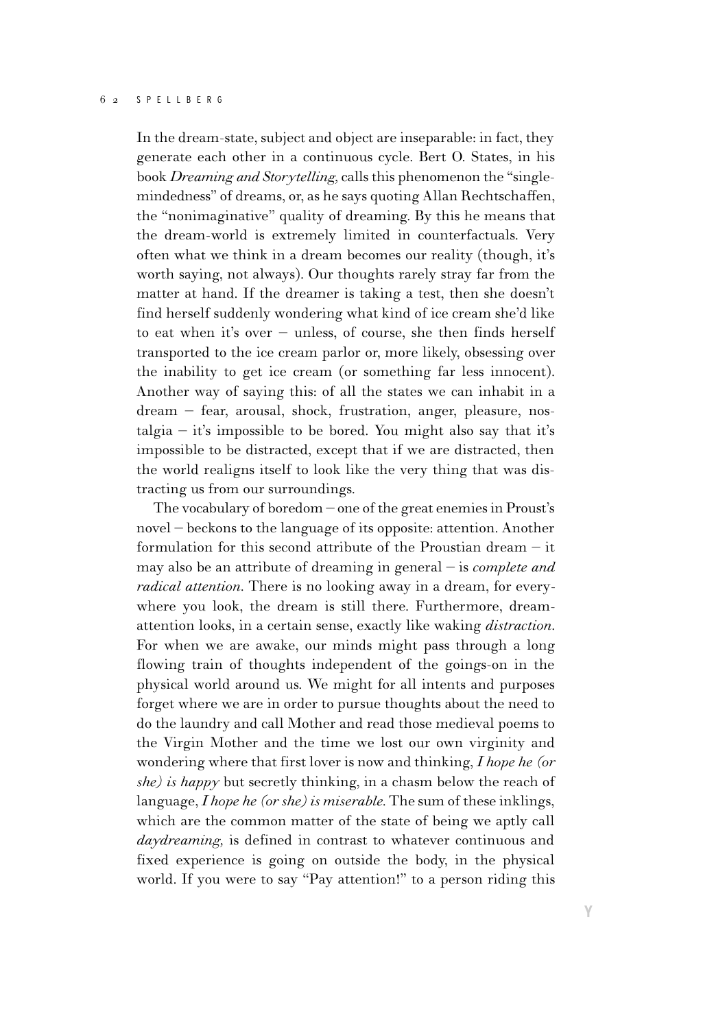In the dream-state, subject and object are inseparable: in fact, they generate each other in a continuous cycle. Bert O. States, in his book *Dreaming and Storytelling*, calls this phenomenon the "single-mindedness" of dreams, or, as he says quoting Allan Rechtschaffen, the "nonimaginative" quality of dreaming. By this he means that the dream-world is extremely limited in counterfactuals. Very often what we think in a dream becomes our reality (though, it's worth saying, not always). Our thoughts rarely stray far from the matter at hand. If the dreamer is taking a test, then she doesn't find herself suddenly wondering what kind of ice cream she'd like to eat when it's over – unless, of course, she then finds herself transported to the ice cream parlor or, more likely, obsessing over the inability to get ice cream (or something far less innocent). Another way of saying this: of all the states we can inhabit in a dream – fear, arousal, shock, frustration, anger, pleasure, nostalgia – it's impossible to be bored. You might also say that it's impossible to be distracted, except that if we are distracted, then the world realigns itself to look like the very thing that was distracting us from our surroundings.

The vocabulary of boredom – one of the great enemies in Proust's novel – beckons to the language of its opposite: attention. Another formulation for this second attribute of the Proustian dream – it may also be an attribute of dreaming in general – is *complete and radical attention*. There is no looking away in a dream, for everywhere you look, the dream is still there. Furthermore, dream-attention looks, in a certain sense, exactly like waking *distraction*. For when we are awake, our minds might pass through a long flowing train of thoughts independent of the goings-on in the physical world around us. We might for all intents and purposes forget where we are in order to pursue thoughts about the need to do the laundry and call Mother and read those medieval poems to the Virgin Mother and the time we lost our own virginity and wondering where that first lover is now and thinking, *I hope he (or she) is happy* but secretly thinking, in a chasm below the reach of language, *I hope he (or she) is miserable*. The sum of these inklings, which are the common matter of the state of being we aptly call *daydreaming*, is defined in contrast to whatever continuous and fixed experience is going on outside the body, in the physical world. If you were to say "Pay attention!" to a person riding this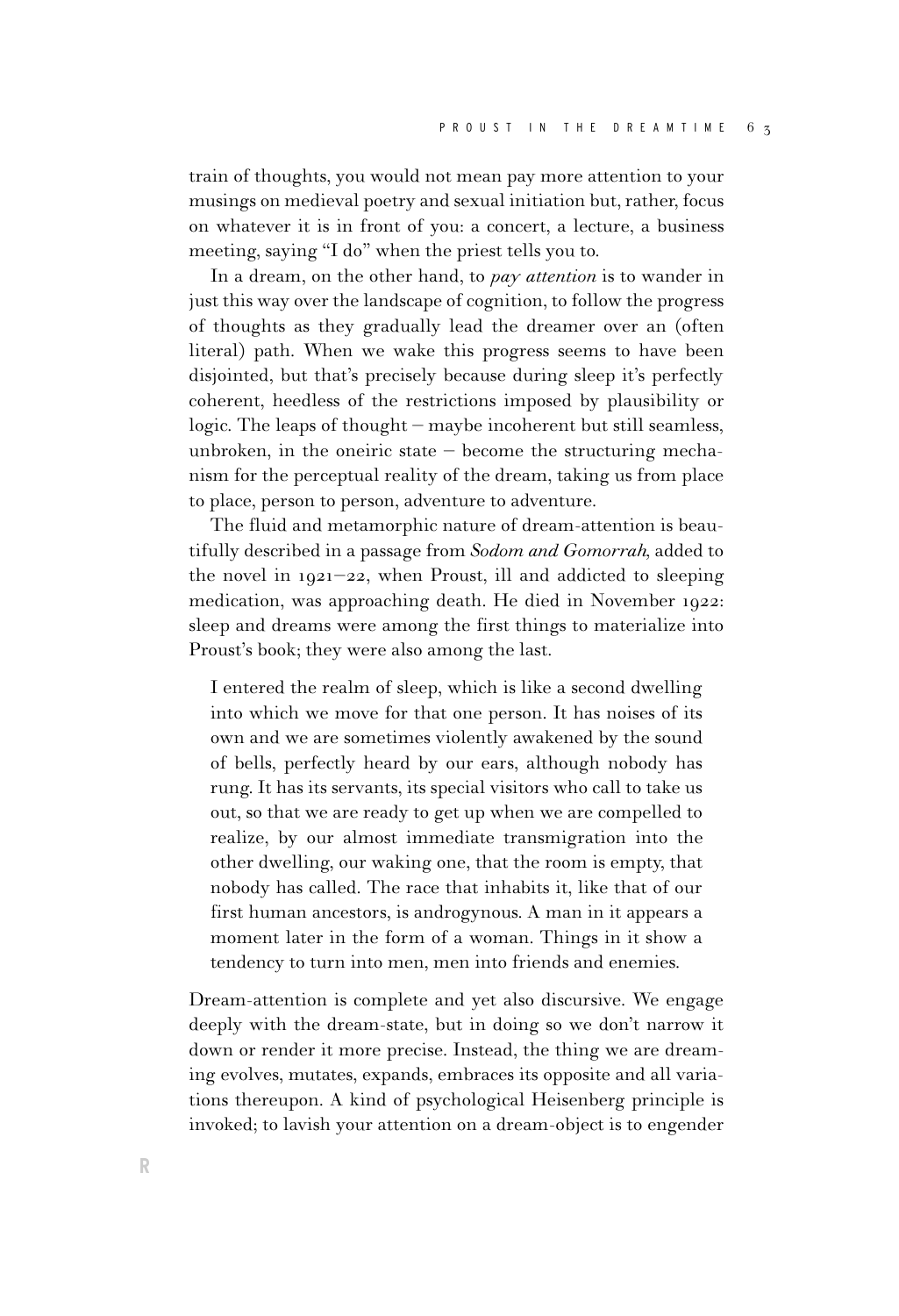train of thoughts, you would not mean pay more attention to your musings on medieval poetry and sexual initiation but, rather, focus on whatever it is in front of you: a concert, a lecture, a business meeting, saying "I do" when the priest tells you to.

In a dream, on the other hand, to *pay attention* is to wander in just this way over the landscape of cognition, to follow the progress of thoughts as they gradually lead the dreamer over an (often literal) path. When we wake this progress seems to have been disjointed, but that's precisely because during sleep it's perfectly coherent, heedless of the restrictions imposed by plausibility or logic. The leaps of thought – maybe incoherent but still seamless, unbroken, in the oneiric state – become the structuring mechanism for the perceptual reality of the dream, taking us from place to place, person to person, adventure to adventure.

The fluid and metamorphic nature of dream-attention is beautifully described in a passage from *Sodom and Gomorrah*, added to the novel in 1921–22, when Proust, ill and addicted to sleeping medication, was approaching death. He died in November 1922: sleep and dreams were among the first things to materialize into Proust's book; they were also among the last.

> I entered the realm of sleep, which is like a second dwelling into which we move for that one person. It has noises of its own and we are sometimes violently awakened by the sound of bells, perfectly heard by our ears, although nobody has rung. It has its servants, its special visitors who call to take us out, so that we are ready to get up when we are compelled to realize, by our almost immediate transmigration into the other dwelling, our waking one, that the room is empty, that nobody has called. The race that inhabits it, like that of our first human ancestors, is androgynous. A man in it appears a moment later in the form of a woman. Things in it show a tendency to turn into men, men into friends and enemies.

Dream-attention is complete and yet also discursive. We engage deeply with the dream-state, but in doing so we don't narrow it down or render it more precise. Instead, the thing we are dreaming evolves, mutates, expands, embraces its opposite and all variations thereupon. A kind of psychological Heisenberg principle is invoked; to lavish your attention on a dream-object is to engender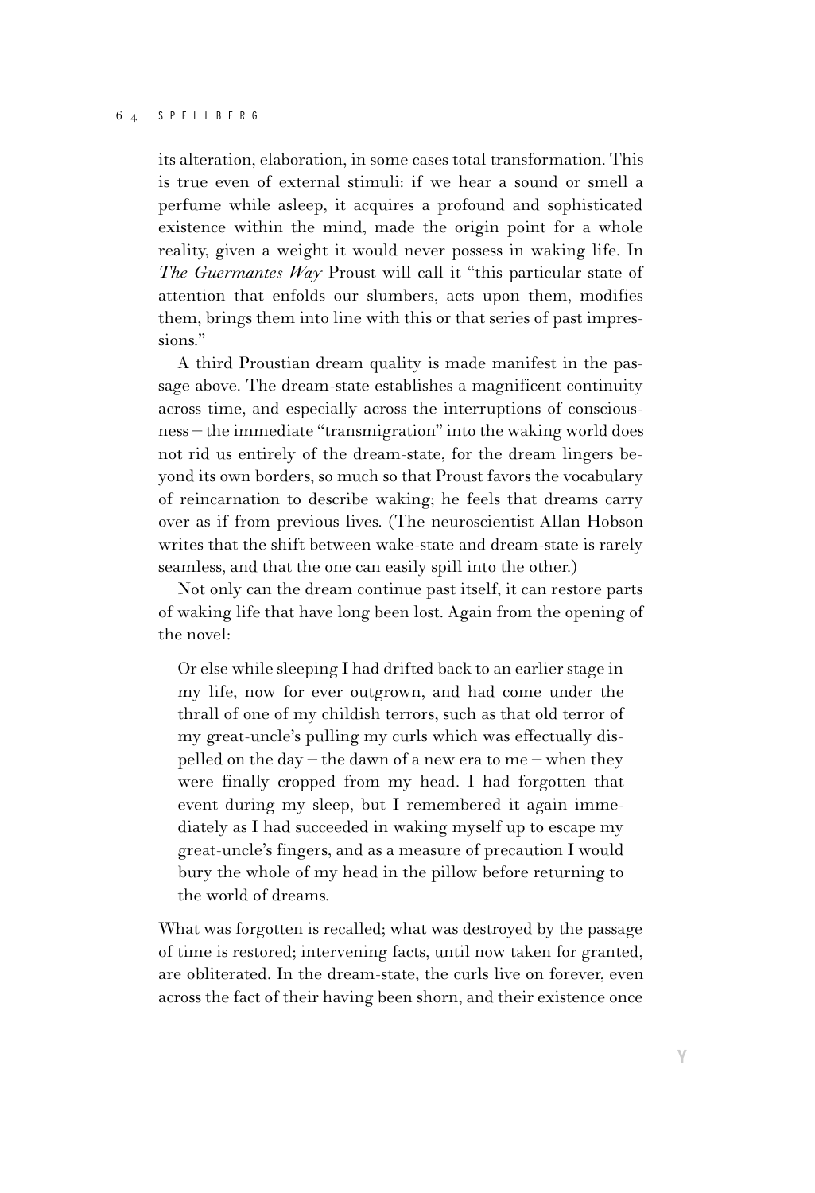its alteration, elaboration, in some cases total transformation. This is true even of external stimuli: if we hear a sound or smell a perfume while asleep, it acquires a profound and sophisticated existence within the mind, made the origin point for a whole reality, given a weight it would never possess in waking life. In *The Guermantes Way* Proust will call it "this particular state of attention that enfolds our slumbers, acts upon them, modifies them, brings them into line with this or that series of past impressions."

A third Proustian dream quality is made manifest in the passage above. The dream-state establishes a magnificent continuity across time, and especially across the interruptions of consciousness – the immediate "transmigration" into the waking world does not rid us entirely of the dream-state, for the dream lingers beyond its own borders, so much so that Proust favors the vocabulary of reincarnation to describe waking; he feels that dreams carry over as if from previous lives. (The neuroscientist Allan Hobson writes that the shift between wake-state and dream-state is rarely seamless, and that the one can easily spill into the other.)

Not only can the dream continue past itself, it can restore parts of waking life that have long been lost. Again from the opening of the novel:

> Or else while sleeping I had drifted back to an earlier stage in my life, now for ever outgrown, and had come under the thrall of one of my childish terrors, such as that old terror of my great-uncle's pulling my curls which was effectually dispelled on the day – the dawn of a new era to me – when they were finally cropped from my head. I had forgotten that event during my sleep, but I remembered it again immediately as I had succeeded in waking myself up to escape my great-uncle's fingers, and as a measure of precaution I would bury the whole of my head in the pillow before returning to the world of dreams.

What was forgotten is recalled; what was destroyed by the passage of time is restored; intervening facts, until now taken for granted, are obliterated. In the dream-state, the curls live on forever, even across the fact of their having been shorn, and their existence once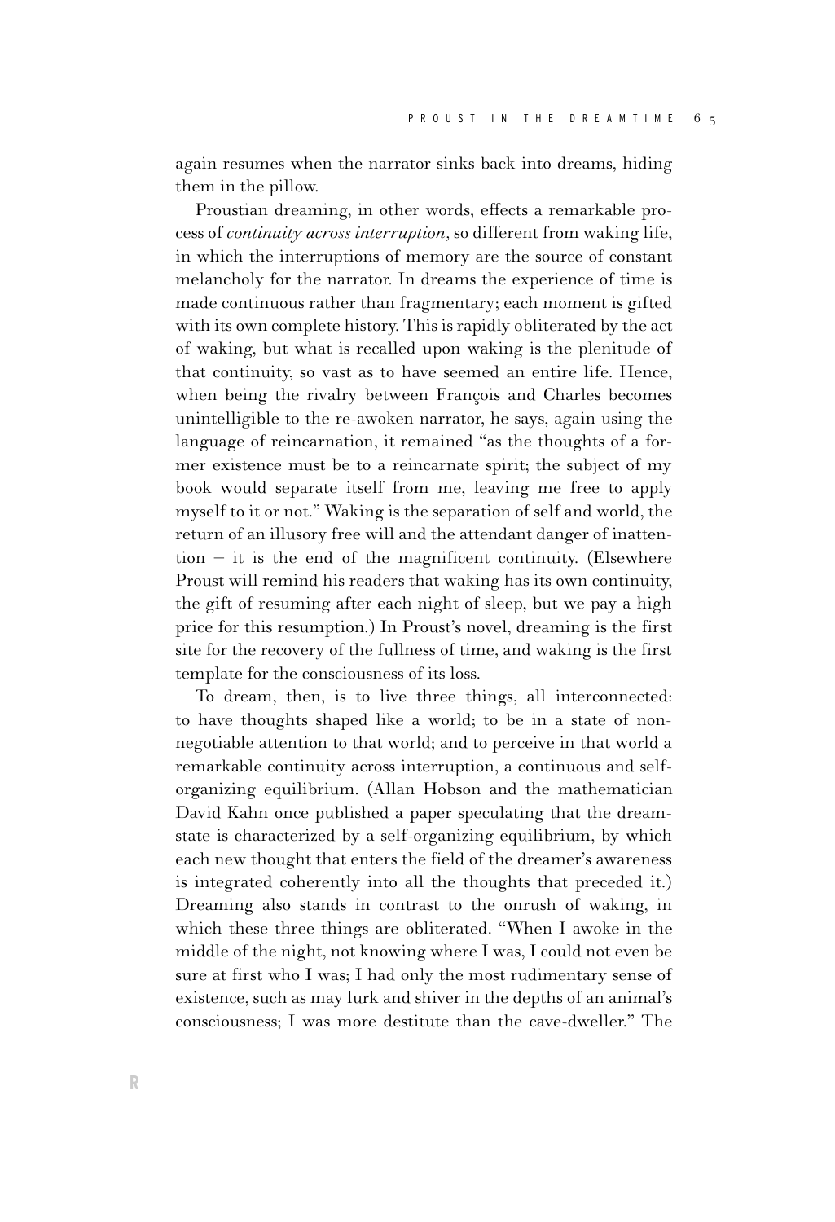again resumes when the narrator sinks back into dreams, hiding them in the pillow.

Proustian dreaming, in other words, effects a remarkable process of *continuity across interruption,* so different from waking life, in which the interruptions of memory are the source of constant melancholy for the narrator. In dreams the experience of time is made continuous rather than fragmentary; each moment is gifted with its own complete history. This is rapidly obliterated by the act of waking, but what is recalled upon waking is the plenitude of that continuity, so vast as to have seemed an entire life. Hence, when being the rivalry between François and Charles becomes unintelligible to the re-awoken narrator, he says, again using the language of reincarnation, it remained "as the thoughts of a former existence must be to a reincarnate spirit; the subject of my book would separate itself from me, leaving me free to apply myself to it or not." Waking is the separation of self and world, the return of an illusory free will and the attendant danger of inattention – it is the end of the magnificent continuity. (Elsewhere Proust will remind his readers that waking has its own continuity, the gift of resuming after each night of sleep, but we pay a high price for this resumption.) In Proust's novel, dreaming is the first site for the recovery of the fullness of time, and waking is the first template for the consciousness of its loss.

To dream, then, is to live three things, all interconnected: to have thoughts shaped like a world; to be in a state of non-negotiable attention to that world; and to perceive in that world a remarkable continuity across interruption, a continuous and self-organizing equilibrium. (Allan Hobson and the mathematician David Kahn once published a paper speculating that the dream-state is characterized by a self-organizing equilibrium, by which each new thought that enters the field of the dreamer's awareness is integrated coherently into all the thoughts that preceded it.) Dreaming also stands in contrast to the onrush of waking, in which these three things are obliterated. "When I awoke in the middle of the night, not knowing where I was, I could not even be sure at first who I was; I had only the most rudimentary sense of existence, such as may lurk and shiver in the depths of an animal's consciousness; I was more destitute than the cave-dweller." The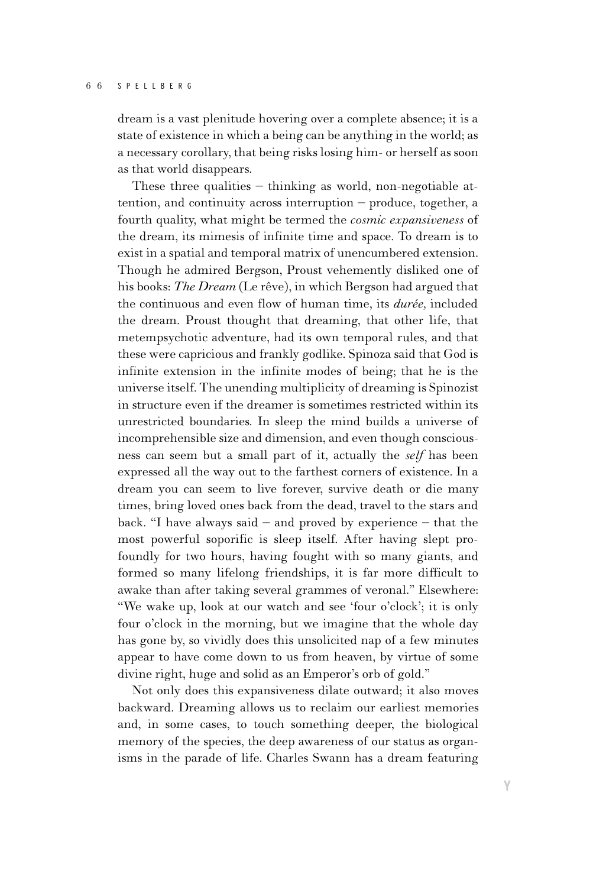dream is a vast plenitude hovering over a complete absence; it is a state of existence in which a being can be anything in the world; as a necessary corollary, that being risks losing him- or herself as soon as that world disappears.

These three qualities – thinking as world, non-negotiable attention, and continuity across interruption – produce, together, a fourth quality, what might be termed the *cosmic expansiveness* of the dream, its mimesis of infinite time and space. To dream is to exist in a spatial and temporal matrix of unencumbered extension. Though he admired Bergson, Proust vehemently disliked one of his books: *The Dream* (Le rêve), in which Bergson had argued that the continuous and even flow of human time, its *durée,* included the dream. Proust thought that dreaming, that other life, that metempsychotic adventure, had its own temporal rules, and that these were capricious and frankly godlike. Spinoza said that God is infinite extension in the infinite modes of being; that he is the universe itself. The unending multiplicity of dreaming is Spinozist in structure even if the dreamer is sometimes restricted within its unrestricted boundaries. In sleep the mind builds a universe of incomprehensible size and dimension, and even though consciousness can seem but a small part of it, actually the *self* has been expressed all the way out to the farthest corners of existence. In a dream you can seem to live forever, survive death or die many times, bring loved ones back from the dead, travel to the stars and back. "I have always said – and proved by experience – that the most powerful soporific is sleep itself. After having slept profoundly for two hours, having fought with so many giants, and formed so many lifelong friendships, it is far more difficult to awake than after taking several grammes of veronal." Elsewhere: "We wake up, look at our watch and see 'four o'clock'; it is only four o'clock in the morning, but we imagine that the whole day has gone by, so vividly does this unsolicited nap of a few minutes appear to have come down to us from heaven, by virtue of some divine right, huge and solid as an Emperor's orb of gold."

Not only does this expansiveness dilate outward; it also moves backward. Dreaming allows us to reclaim our earliest memories and, in some cases, to touch something deeper, the biological memory of the species, the deep awareness of our status as organisms in the parade of life. Charles Swann has a dream featuring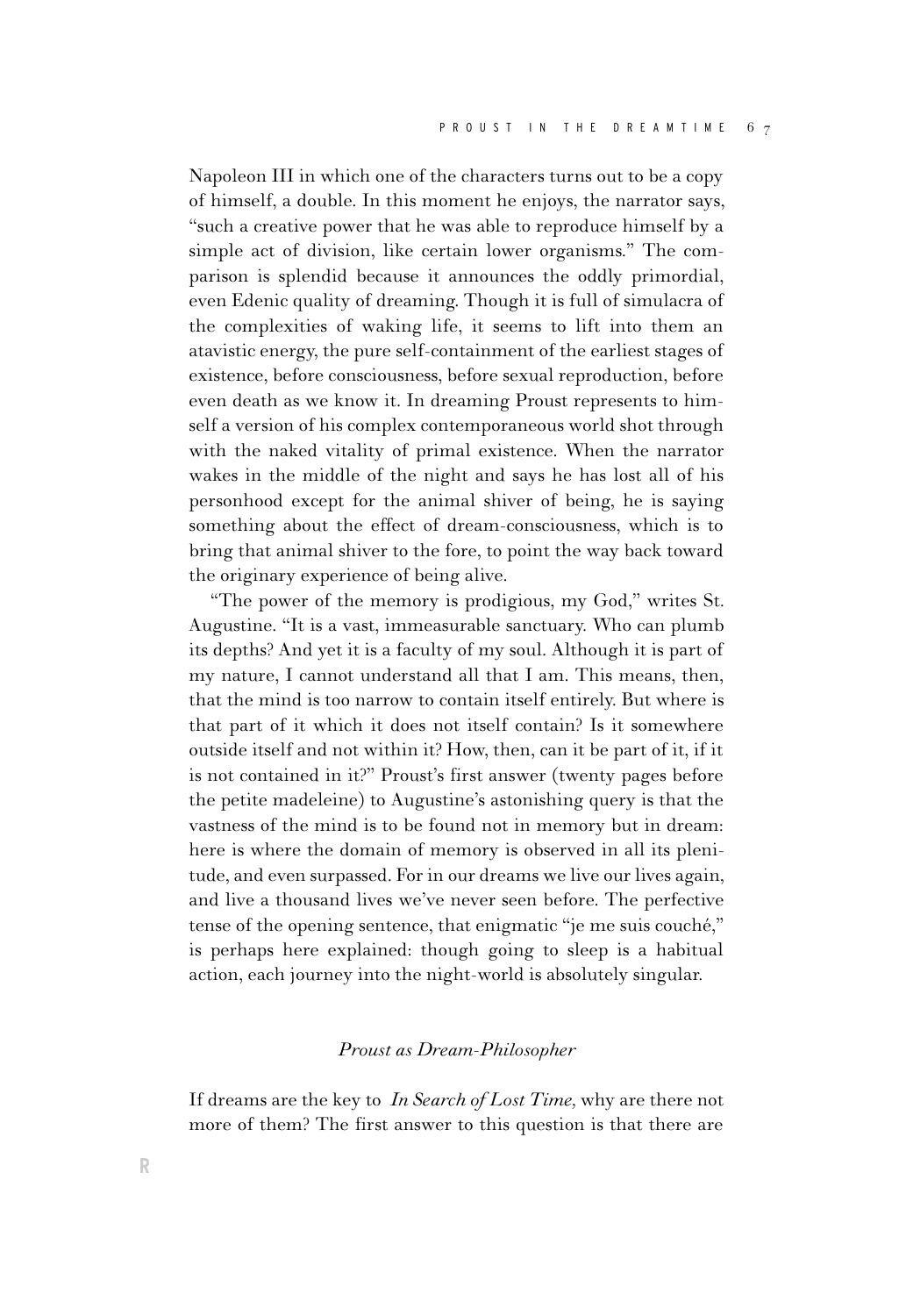Napoleon III in which one of the characters turns out to be a copy of himself, a double. In this moment he enjoys, the narrator says, "such a creative power that he was able to reproduce himself by a simple act of division, like certain lower organisms." The comparison is splendid because it announces the oddly primordial, even Edenic quality of dreaming. Though it is full of simulacra of the complexities of waking life, it seems to lift into them an atavistic energy, the pure self-containment of the earliest stages of existence, before consciousness, before sexual reproduction, before even death as we know it. In dreaming Proust represents to himself a version of his complex contemporaneous world shot through with the naked vitality of primal existence. When the narrator wakes in the middle of the night and says he has lost all of his personhood except for the animal shiver of being, he is saying something about the effect of dream-consciousness, which is to bring that animal shiver to the fore, to point the way back toward the originary experience of being alive.

"The power of the memory is prodigious, my God," writes St. Augustine. "It is a vast, immeasurable sanctuary. Who can plumb its depths? And yet it is a faculty of my soul. Although it is part of my nature, I cannot understand all that I am. This means, then, that the mind is too narrow to contain itself entirely. But where is that part of it which it does not itself contain? Is it somewhere outside itself and not within it? How, then, can it be part of it, if it is not contained in it?" Proust's first answer (twenty pages before the petite madeleine) to Augustine's astonishing query is that the vastness of the mind is to be found not in memory but in dream: here is where the domain of memory is observed in all its plenitude, and even surpassed. For in our dreams we live our lives again, and live a thousand lives we've never seen before. The perfective tense of the opening sentence, that enigmatic "je me suis couché," is perhaps here explained: though going to sleep is a habitual action, each journey into the night-world is absolutely singular.

### *Proust as Dream-Philosopher*

If dreams are the key to *In Search of Lost Time*, why are there not more of them? The first answer to this question is that there are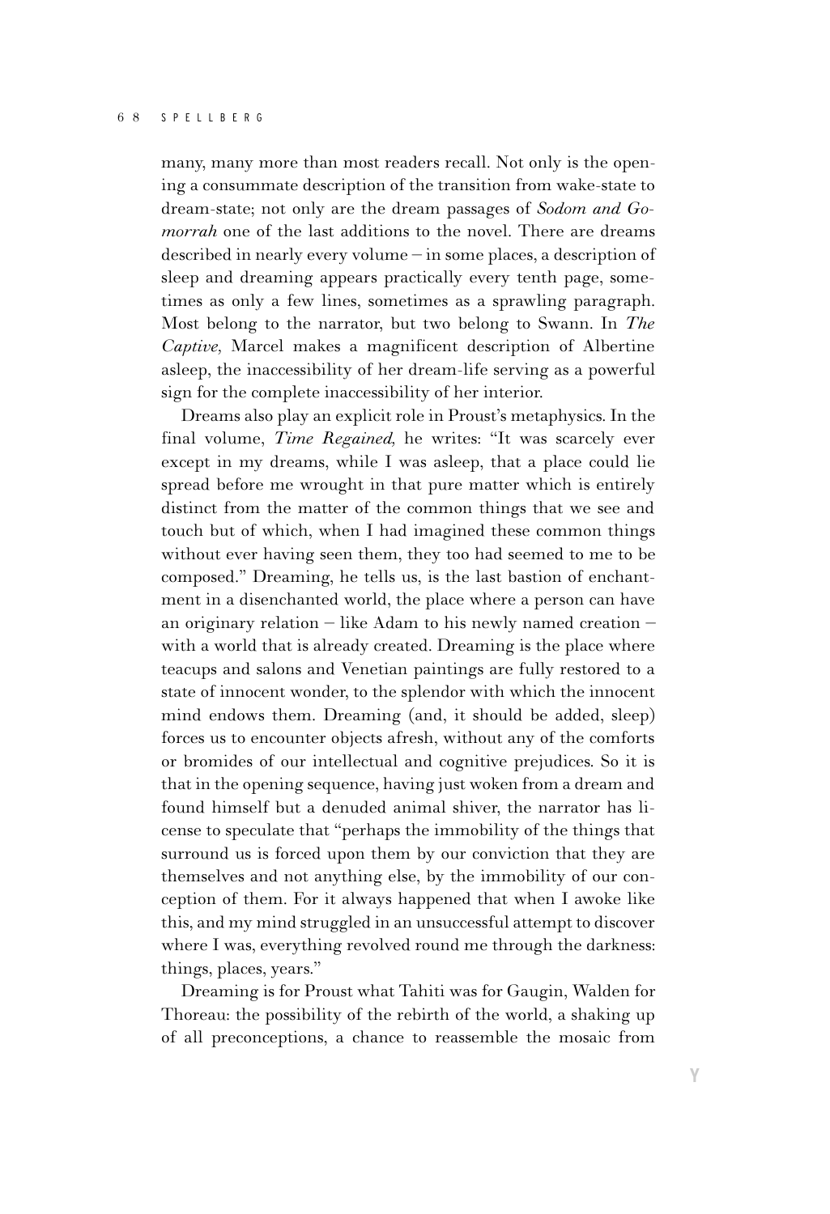many, many more than most readers recall. Not only is the opening a consummate description of the transition from wake-state to dream-state; not only are the dream passages of *Sodom and Gomorrah* one of the last additions to the novel. There are dreams described in nearly every volume – in some places, a description of sleep and dreaming appears practically every tenth page, sometimes as only a few lines, sometimes as a sprawling paragraph. Most belong to the narrator, but two belong to Swann. In *The Captive,* Marcel makes a magnificent description of Albertine asleep, the inaccessibility of her dream-life serving as a powerful sign for the complete inaccessibility of her interior.

Dreams also play an explicit role in Proust's metaphysics. In the final volume, *Time Regained,* he writes: "It was scarcely ever except in my dreams, while I was asleep, that a place could lie spread before me wrought in that pure matter which is entirely distinct from the matter of the common things that we see and touch but of which, when I had imagined these common things without ever having seen them, they too had seemed to me to be composed." Dreaming, he tells us, is the last bastion of enchantment in a disenchanted world, the place where a person can have an originary relation – like Adam to his newly named creation – with a world that is already created. Dreaming is the place where teacups and salons and Venetian paintings are fully restored to a state of innocent wonder, to the splendor with which the innocent mind endows them. Dreaming (and, it should be added, sleep) forces us to encounter objects afresh, without any of the comforts or bromides of our intellectual and cognitive prejudices. So it is that in the opening sequence, having just woken from a dream and found himself but a denuded animal shiver, the narrator has license to speculate that "perhaps the immobility of the things that surround us is forced upon them by our conviction that they are themselves and not anything else, by the immobility of our conception of them. For it always happened that when I awoke like this, and my mind struggled in an unsuccessful attempt to discover where I was, everything revolved round me through the darkness: things, places, years."

Dreaming is for Proust what Tahiti was for Gaugin, Walden for Thoreau: the possibility of the rebirth of the world, a shaking up of all preconceptions, a chance to reassemble the mosaic from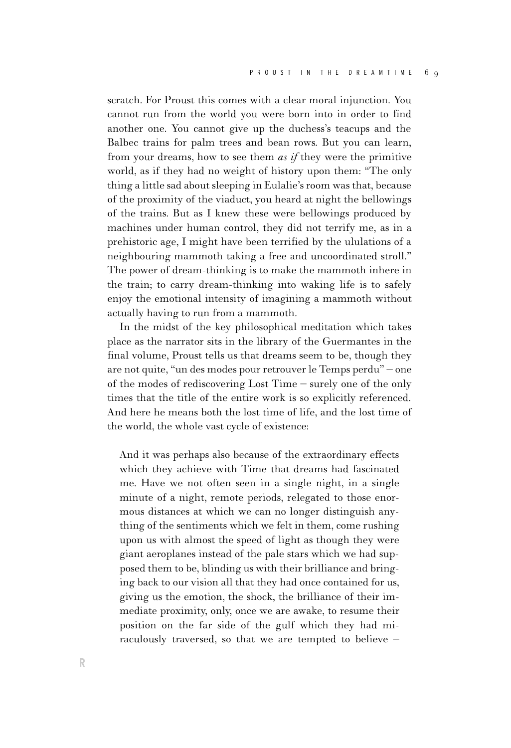scratch. For Proust this comes with a clear moral injunction. You cannot run from the world you were born into in order to find another one. You cannot give up the duchess's teacups and the Balbec trains for palm trees and bean rows. But you can learn, from your dreams, how to see them *as if* they were the primitive world, as if they had no weight of history upon them: "The only thing a little sad about sleeping in Eulalie's room was that, because of the proximity of the viaduct, you heard at night the bellowings of the trains. But as I knew these were bellowings produced by machines under human control, they did not terrify me, as in a prehistoric age, I might have been terrified by the ululations of a neighbouring mammoth taking a free and uncoordinated stroll." The power of dream-thinking is to make the mammoth inhere in the train; to carry dream-thinking into waking life is to safely enjoy the emotional intensity of imagining a mammoth without actually having to run from a mammoth.

In the midst of the key philosophical meditation which takes place as the narrator sits in the library of the Guermantes in the final volume, Proust tells us that dreams seem to be, though they are not quite, "un des modes pour retrouver le Temps perdu" – one of the modes of rediscovering Lost Time – surely one of the only times that the title of the entire work is so explicitly referenced. And here he means both the lost time of life, and the lost time of the world, the whole vast cycle of existence:

> And it was perhaps also because of the extraordinary effects which they achieve with Time that dreams had fascinated me. Have we not often seen in a single night, in a single minute of a night, remote periods, relegated to those enormous distances at which we can no longer distinguish anything of the sentiments which we felt in them, come rushing upon us with almost the speed of light as though they were giant aeroplanes instead of the pale stars which we had supposed them to be, blinding us with their brilliance and bringing back to our vision all that they had once contained for us, giving us the emotion, the shock, the brilliance of their immediate proximity, only, once we are awake, to resume their position on the far side of the gulf which they had miraculously traversed, so that we are tempted to believe –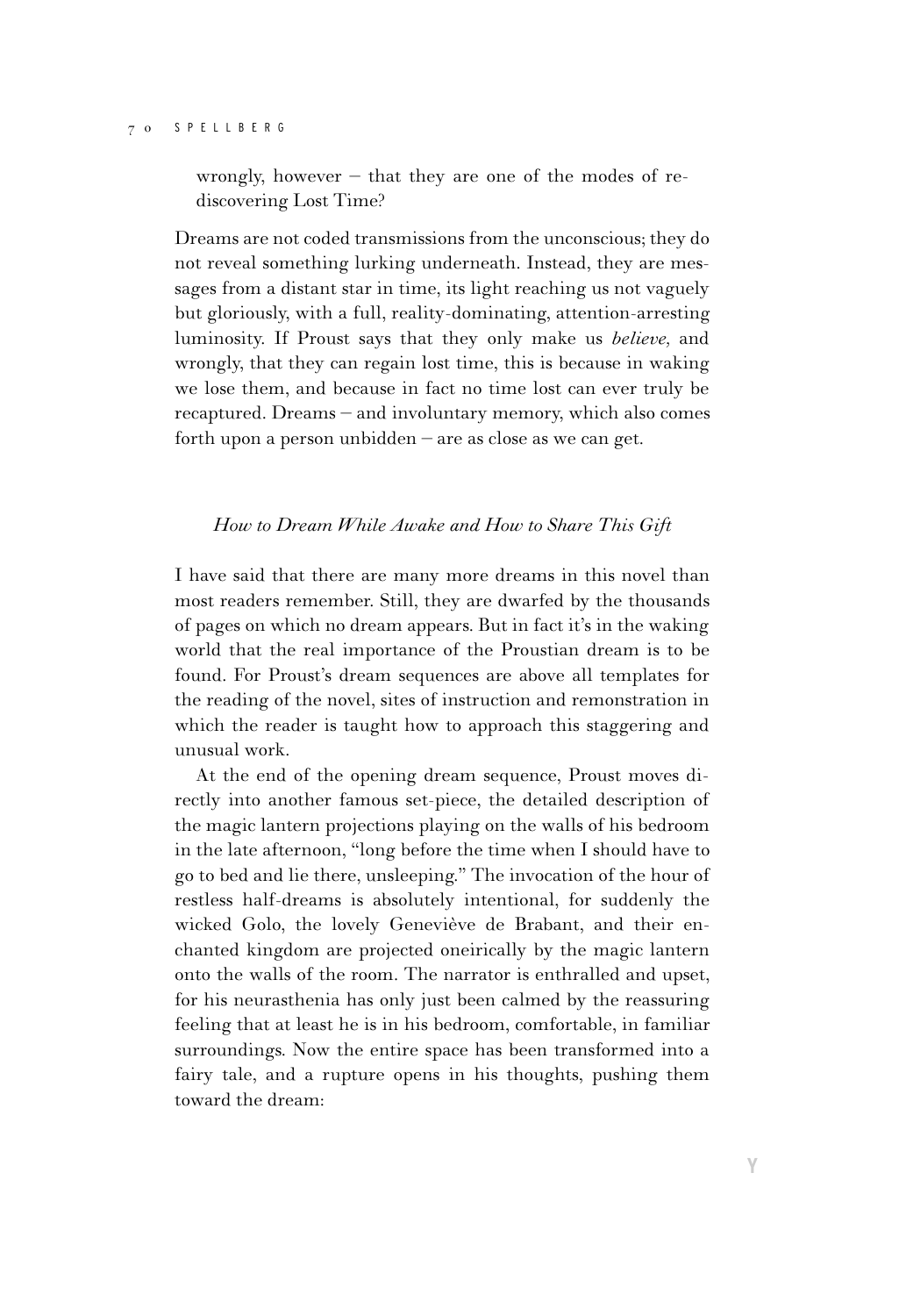wrongly, however – that they are one of the modes of rediscovering Lost Time?

Dreams are not coded transmissions from the unconscious; they do not reveal something lurking underneath. Instead, they are messages from a distant star in time, its light reaching us not vaguely but gloriously, with a full, reality-dominating, attention-arresting luminosity. If Proust says that they only make us *believe,* and wrongly, that they can regain lost time, this is because in waking we lose them, and because in fact no time lost can ever truly be recaptured. Dreams – and involuntary memory, which also comes forth upon a person unbidden – are as close as we can get.

### *How to Dream While Awake and How to Share This Gift*

I have said that there are many more dreams in this novel than most readers remember. Still, they are dwarfed by the thousands of pages on which no dream appears. But in fact it's in the waking world that the real importance of the Proustian dream is to be found. For Proust's dream sequences are above all templates for the reading of the novel, sites of instruction and remonstration in which the reader is taught how to approach this staggering and unusual work.

At the end of the opening dream sequence, Proust moves directly into another famous set-piece, the detailed description of the magic lantern projections playing on the walls of his bedroom in the late afternoon, "long before the time when I should have to go to bed and lie there, unsleeping." The invocation of the hour of restless half-dreams is absolutely intentional, for suddenly the wicked Golo, the lovely Geneviève de Brabant, and their enchanted kingdom are projected oneirically by the magic lantern onto the walls of the room. The narrator is enthralled and upset, for his neurasthenia has only just been calmed by the reassuring feeling that at least he is in his bedroom, comfortable, in familiar surroundings. Now the entire space has been transformed into a fairy tale, and a rupture opens in his thoughts, pushing them toward the dream: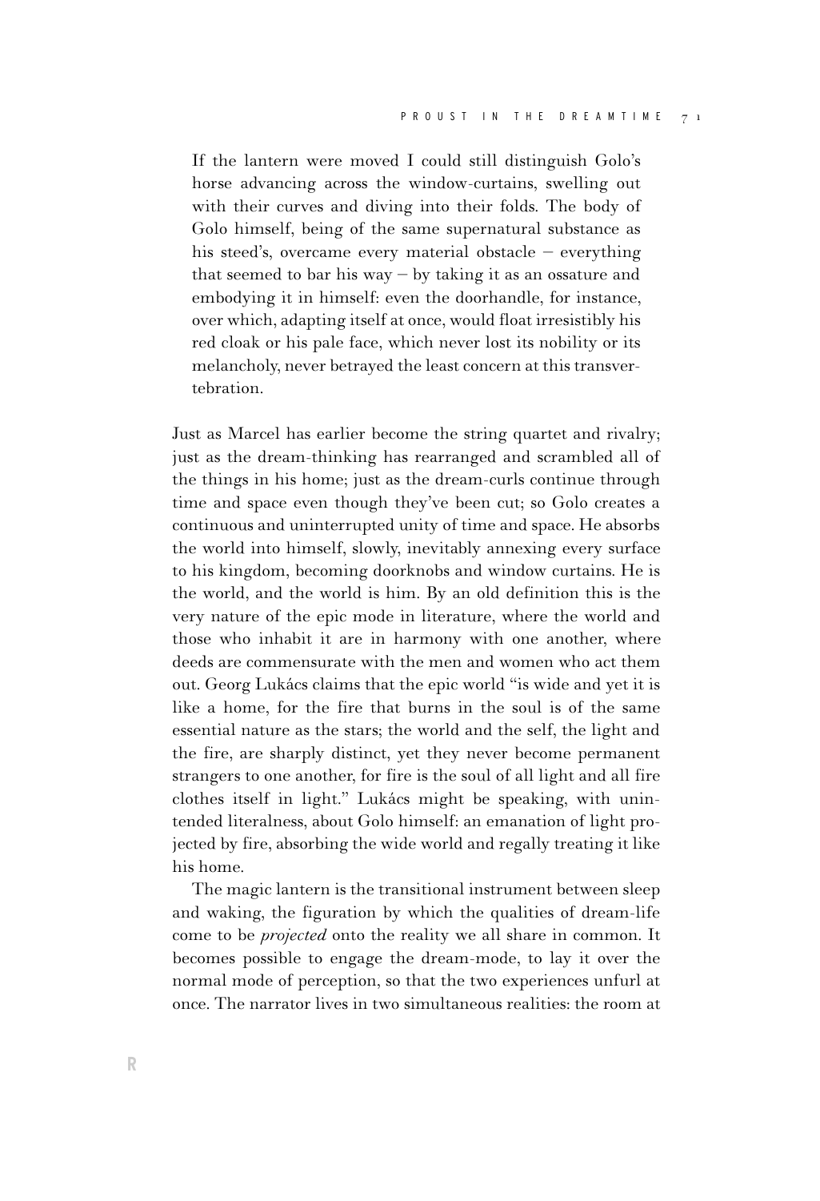> If the lantern were moved I could still distinguish Golo's horse advancing across the window-curtains, swelling out with their curves and diving into their folds. The body of Golo himself, being of the same supernatural substance as his steed's, overcame every material obstacle – everything that seemed to bar his way – by taking it as an ossature and embodying it in himself: even the doorhandle, for instance, over which, adapting itself at once, would float irresistibly his red cloak or his pale face, which never lost its nobility or its melancholy, never betrayed the least concern at this transvertebration.

Just as Marcel has earlier become the string quartet and rivalry; just as the dream-thinking has rearranged and scrambled all of the things in his home; just as the dream-curls continue through time and space even though they've been cut; so Golo creates a continuous and uninterrupted unity of time and space. He absorbs the world into himself, slowly, inevitably annexing every surface to his kingdom, becoming doorknobs and window curtains. He is the world, and the world is him. By an old definition this is the very nature of the epic mode in literature, where the world and those who inhabit it are in harmony with one another, where deeds are commensurate with the men and women who act them out. Georg Lukács claims that the epic world "is wide and yet it is like a home, for the fire that burns in the soul is of the same essential nature as the stars; the world and the self, the light and the fire, are sharply distinct, yet they never become permanent strangers to one another, for fire is the soul of all light and all fire clothes itself in light." Lukács might be speaking, with unintended literalness, about Golo himself: an emanation of light projected by fire, absorbing the wide world and regally treating it like his home.

The magic lantern is the transitional instrument between sleep and waking, the figuration by which the qualities of dream-life come to be *projected* onto the reality we all share in common. It becomes possible to engage the dream-mode, to lay it over the normal mode of perception, so that the two experiences unfurl at once. The narrator lives in two simultaneous realities: the room at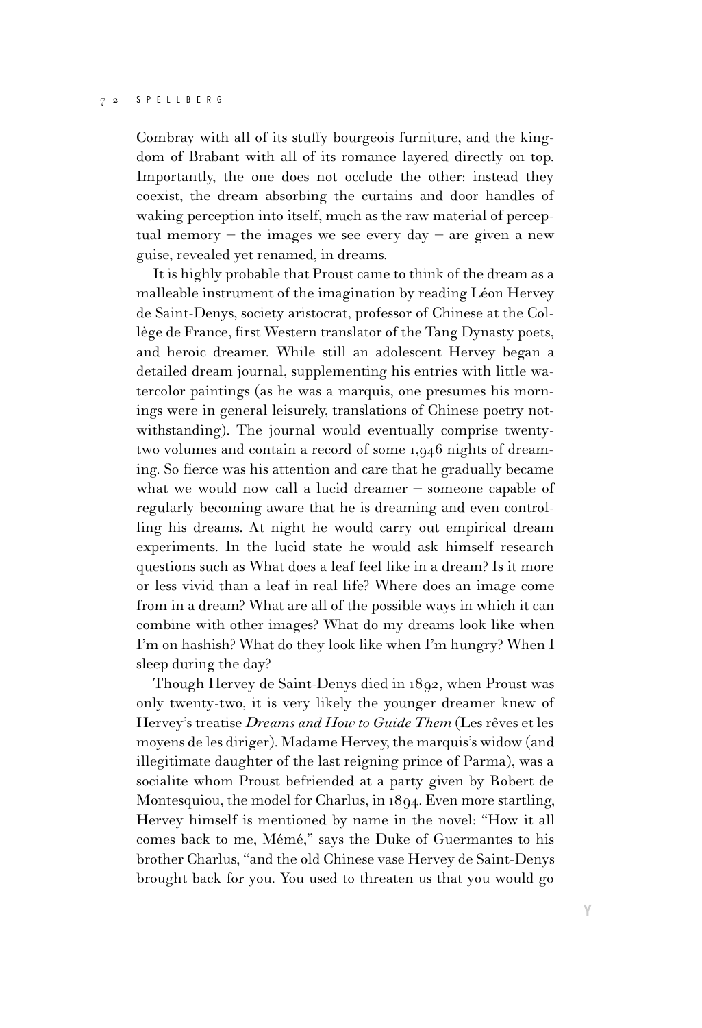Combray with all of its stuffy bourgeois furniture, and the kingdom of Brabant with all of its romance layered directly on top. Importantly, the one does not occlude the other: instead they coexist, the dream absorbing the curtains and door handles of waking perception into itself, much as the raw material of perceptual memory – the images we see every day – are given a new guise, revealed yet renamed, in dreams.

It is highly probable that Proust came to think of the dream as a malleable instrument of the imagination by reading Léon Hervey de Saint-Denys, society aristocrat, professor of Chinese at the Collège de France, first Western translator of the Tang Dynasty poets, and heroic dreamer. While still an adolescent Hervey began a detailed dream journal, supplementing his entries with little watercolor paintings (as he was a marquis, one presumes his mornings were in general leisurely, translations of Chinese poetry notwithstanding). The journal would eventually comprise twenty-two volumes and contain a record of some 1,946 nights of dreaming. So fierce was his attention and care that he gradually became what we would now call a lucid dreamer – someone capable of regularly becoming aware that he is dreaming and even controlling his dreams. At night he would carry out empirical dream experiments. In the lucid state he would ask himself research questions such as What does a leaf feel like in a dream? Is it more or less vivid than a leaf in real life? Where does an image come from in a dream? What are all of the possible ways in which it can combine with other images? What do my dreams look like when I'm on hashish? What do they look like when I'm hungry? When I sleep during the day?

Though Hervey de Saint-Denys died in 1892, when Proust was only twenty-two, it is very likely the younger dreamer knew of Hervey's treatise *Dreams and How to Guide Them* (Les rêves et les moyens de les diriger). Madame Hervey, the marquis's widow (and illegitimate daughter of the last reigning prince of Parma), was a socialite whom Proust befriended at a party given by Robert de Montesquiou, the model for Charlus, in 1894. Even more startling, Hervey himself is mentioned by name in the novel: "How it all comes back to me, Mémé," says the Duke of Guermantes to his brother Charlus, "and the old Chinese vase Hervey de Saint-Denys brought back for you. You used to threaten us that you would go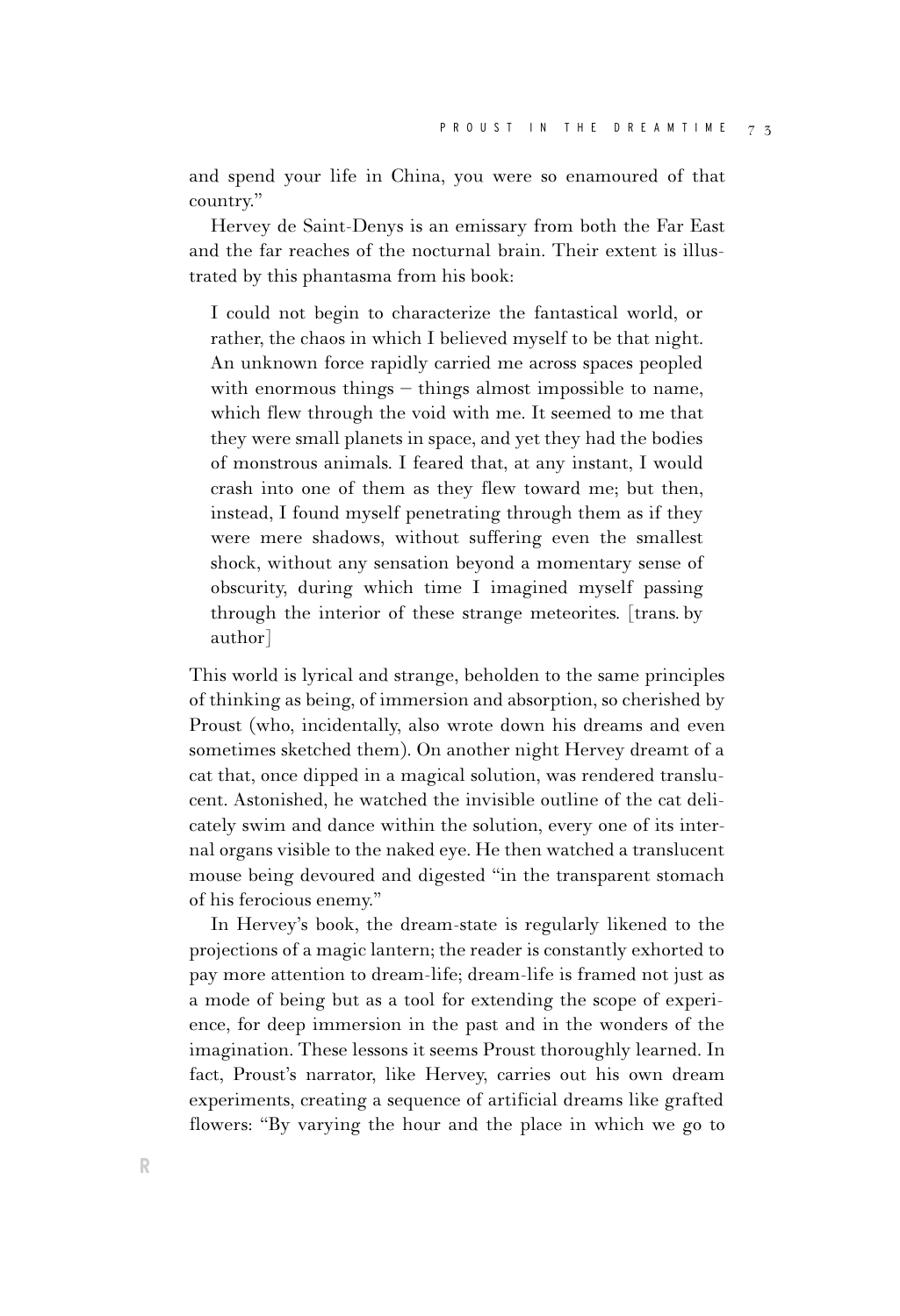and spend your life in China, you were so enamoured of that country."

Hervey de Saint-Denys is an emissary from both the Far East and the far reaches of the nocturnal brain. Their extent is illustrated by this phantasma from his book:

> I could not begin to characterize the fantastical world, or rather, the chaos in which I believed myself to be that night. An unknown force rapidly carried me across spaces peopled with enormous things – things almost impossible to name, which flew through the void with me. It seemed to me that they were small planets in space, and yet they had the bodies of monstrous animals. I feared that, at any instant, I would crash into one of them as they flew toward me; but then, instead, I found myself penetrating through them as if they were mere shadows, without suffering even the smallest shock, without any sensation beyond a momentary sense of obscurity, during which time I imagined myself passing through the interior of these strange meteorites. [trans. by author]

This world is lyrical and strange, beholden to the same principles of thinking as being, of immersion and absorption, so cherished by Proust (who, incidentally, also wrote down his dreams and even sometimes sketched them). On another night Hervey dreamt of a cat that, once dipped in a magical solution, was rendered translucent. Astonished, he watched the invisible outline of the cat delicately swim and dance within the solution, every one of its internal organs visible to the naked eye. He then watched a translucent mouse being devoured and digested "in the transparent stomach of his ferocious enemy."

In Hervey's book, the dream-state is regularly likened to the projections of a magic lantern; the reader is constantly exhorted to pay more attention to dream-life; dream-life is framed not just as a mode of being but as a tool for extending the scope of experience, for deep immersion in the past and in the wonders of the imagination. These lessons it seems Proust thoroughly learned. In fact, Proust's narrator, like Hervey, carries out his own dream experiments, creating a sequence of artificial dreams like grafted flowers: "By varying the hour and the place in which we go to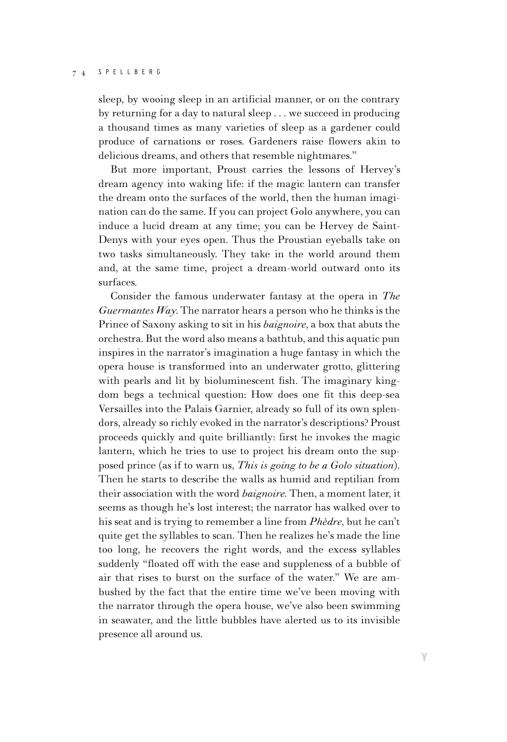sleep, by wooing sleep in an artificial manner, or on the contrary by returning for a day to natural sleep . . . we succeed in producing a thousand times as many varieties of sleep as a gardener could produce of carnations or roses. Gardeners raise flowers akin to delicious dreams, and others that resemble nightmares."

But more important, Proust carries the lessons of Hervey's dream agency into waking life: if the magic lantern can transfer the dream onto the surfaces of the world, then the human imagination can do the same. If you can project Golo anywhere, you can induce a lucid dream at any time; you can be Hervey de Saint-Denys with your eyes open. Thus the Proustian eyeballs take on two tasks simultaneously. They take in the world around them and, at the same time, project a dream-world outward onto its surfaces.

Consider the famous underwater fantasy at the opera in *The Guermantes Way*. The narrator hears a person who he thinks is the Prince of Saxony asking to sit in his *baignoire*, a box that abuts the orchestra. But the word also means a bathtub, and this aquatic pun inspires in the narrator's imagination a huge fantasy in which the opera house is transformed into an underwater grotto, glittering with pearls and lit by bioluminescent fish. The imaginary kingdom begs a technical question: How does one fit this deep-sea Versailles into the Palais Garnier, already so full of its own splendors, already so richly evoked in the narrator's descriptions? Proust proceeds quickly and quite brilliantly: first he invokes the magic lantern, which he tries to use to project his dream onto the supposed prince (as if to warn us, *This is going to be a Golo situation*). Then he starts to describe the walls as humid and reptilian from their association with the word *baignoire*. Then, a moment later, it seems as though he's lost interest; the narrator has walked over to his seat and is trying to remember a line from *Phèdre*, but he can't quite get the syllables to scan. Then he realizes he's made the line too long, he recovers the right words, and the excess syllables suddenly "floated off with the ease and suppleness of a bubble of air that rises to burst on the surface of the water." We are ambushed by the fact that the entire time we've been moving with the narrator through the opera house, we've also been swimming in seawater, and the little bubbles have alerted us to its invisible presence all around us.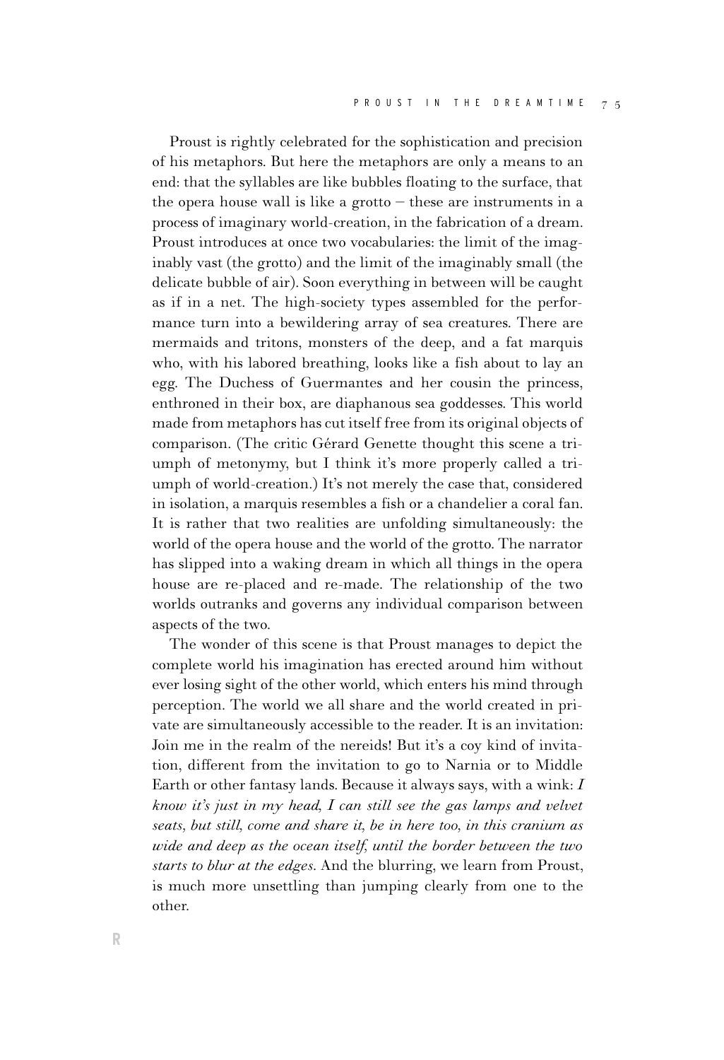Proust is rightly celebrated for the sophistication and precision of his metaphors. But here the metaphors are only a means to an end: that the syllables are like bubbles floating to the surface, that the opera house wall is like a grotto – these are instruments in a process of imaginary world-creation, in the fabrication of a dream. Proust introduces at once two vocabularies: the limit of the imaginably vast (the grotto) and the limit of the imaginably small (the delicate bubble of air). Soon everything in between will be caught as if in a net. The high-society types assembled for the performance turn into a bewildering array of sea creatures. There are mermaids and tritons, monsters of the deep, and a fat marquis who, with his labored breathing, looks like a fish about to lay an egg. The Duchess of Guermantes and her cousin the princess, enthroned in their box, are diaphanous sea goddesses. This world made from metaphors has cut itself free from its original objects of comparison. (The critic Gérard Genette thought this scene a triumph of metonymy, but I think it's more properly called a triumph of world-creation.) It's not merely the case that, considered in isolation, a marquis resembles a fish or a chandelier a coral fan. It is rather that two realities are unfolding simultaneously: the world of the opera house and the world of the grotto. The narrator has slipped into a waking dream in which all things in the opera house are re-placed and re-made. The relationship of the two worlds outranks and governs any individual comparison between aspects of the two.

The wonder of this scene is that Proust manages to depict the complete world his imagination has erected around him without ever losing sight of the other world, which enters his mind through perception. The world we all share and the world created in private are simultaneously accessible to the reader. It is an invitation: Join me in the realm of the nereids! But it's a coy kind of invitation, different from the invitation to go to Narnia or to Middle Earth or other fantasy lands. Because it always says, with a wink: *I know it's just in my head, I can still see the gas lamps and velvet seats, but still, come and share it, be in here too, in this cranium as wide and deep as the ocean itself, until the border between the two starts to blur at the edges*. And the blurring, we learn from Proust, is much more unsettling than jumping clearly from one to the other.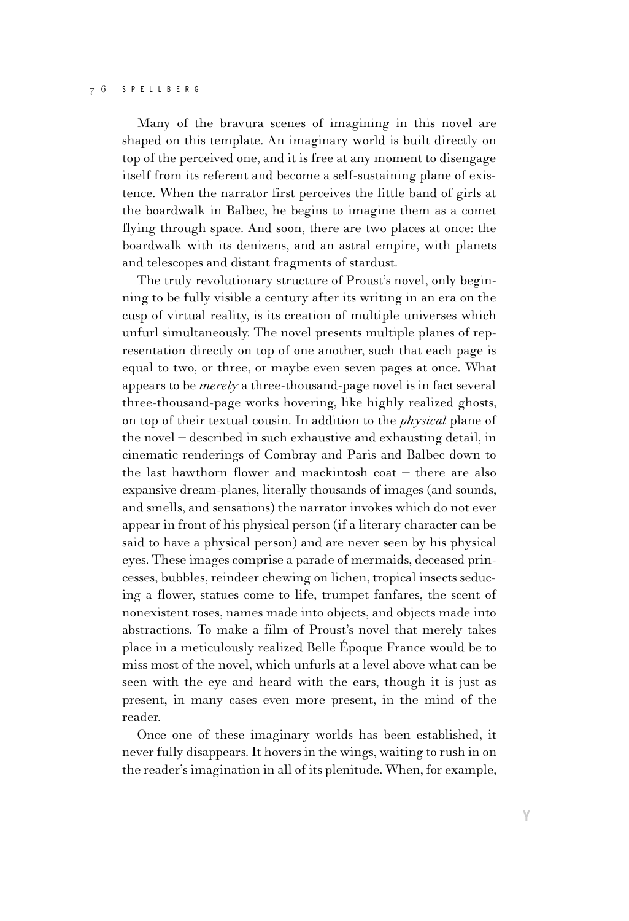Many of the bravura scenes of imagining in this novel are shaped on this template. An imaginary world is built directly on top of the perceived one, and it is free at any moment to disengage itself from its referent and become a self-sustaining plane of existence. When the narrator first perceives the little band of girls at the boardwalk in Balbec, he begins to imagine them as a comet flying through space. And soon, there are two places at once: the boardwalk with its denizens, and an astral empire, with planets and telescopes and distant fragments of stardust.

The truly revolutionary structure of Proust's novel, only beginning to be fully visible a century after its writing in an era on the cusp of virtual reality, is its creation of multiple universes which unfurl simultaneously. The novel presents multiple planes of representation directly on top of one another, such that each page is equal to two, or three, or maybe even seven pages at once. What appears to be *merely* a three-thousand-page novel is in fact several three-thousand-page works hovering, like highly realized ghosts, on top of their textual cousin. In addition to the *physical* plane of the novel – described in such exhaustive and exhausting detail, in cinematic renderings of Combray and Paris and Balbec down to the last hawthorn flower and mackintosh coat – there are also expansive dream-planes, literally thousands of images (and sounds, and smells, and sensations) the narrator invokes which do not ever appear in front of his physical person (if a literary character can be said to have a physical person) and are never seen by his physical eyes. These images comprise a parade of mermaids, deceased princesses, bubbles, reindeer chewing on lichen, tropical insects seducing a flower, statues come to life, trumpet fanfares, the scent of nonexistent roses, names made into objects, and objects made into abstractions. To make a film of Proust's novel that merely takes place in a meticulously realized Belle Époque France would be to miss most of the novel, which unfurls at a level above what can be seen with the eye and heard with the ears, though it is just as present, in many cases even more present, in the mind of the reader.

Once one of these imaginary worlds has been established, it never fully disappears. It hovers in the wings, waiting to rush in on the reader's imagination in all of its plenitude. When, for example,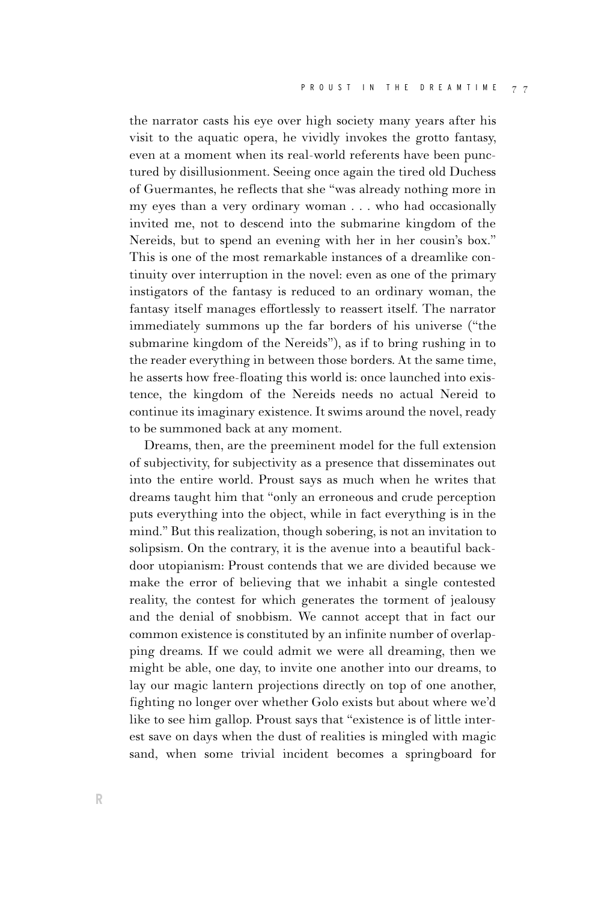the narrator casts his eye over high society many years after his visit to the aquatic opera, he vividly invokes the grotto fantasy, even at a moment when its real-world referents have been punctured by disillusionment. Seeing once again the tired old Duchess of Guermantes, he reflects that she "was already nothing more in my eyes than a very ordinary woman . . . who had occasionally invited me, not to descend into the submarine kingdom of the Nereids, but to spend an evening with her in her cousin's box." This is one of the most remarkable instances of a dreamlike continuity over interruption in the novel: even as one of the primary instigators of the fantasy is reduced to an ordinary woman, the fantasy itself manages effortlessly to reassert itself. The narrator immediately summons up the far borders of his universe ("the submarine kingdom of the Nereids"), as if to bring rushing in to the reader everything in between those borders. At the same time, he asserts how free-floating this world is: once launched into existence, the kingdom of the Nereids needs no actual Nereid to continue its imaginary existence. It swims around the novel, ready to be summoned back at any moment.

Dreams, then, are the preeminent model for the full extension of subjectivity, for subjectivity as a presence that disseminates out into the entire world. Proust says as much when he writes that dreams taught him that "only an erroneous and crude perception puts everything into the object, while in fact everything is in the mind." But this realization, though sobering, is not an invitation to solipsism. On the contrary, it is the avenue into a beautiful backdoor utopianism: Proust contends that we are divided because we make the error of believing that we inhabit a single contested reality, the contest for which generates the torment of jealousy and the denial of snobbism. We cannot accept that in fact our common existence is constituted by an infinite number of overlapping dreams. If we could admit we were all dreaming, then we might be able, one day, to invite one another into our dreams, to lay our magic lantern projections directly on top of one another, fighting no longer over whether Golo exists but about where we'd like to see him gallop. Proust says that "existence is of little interest save on days when the dust of realities is mingled with magic sand, when some trivial incident becomes a springboard for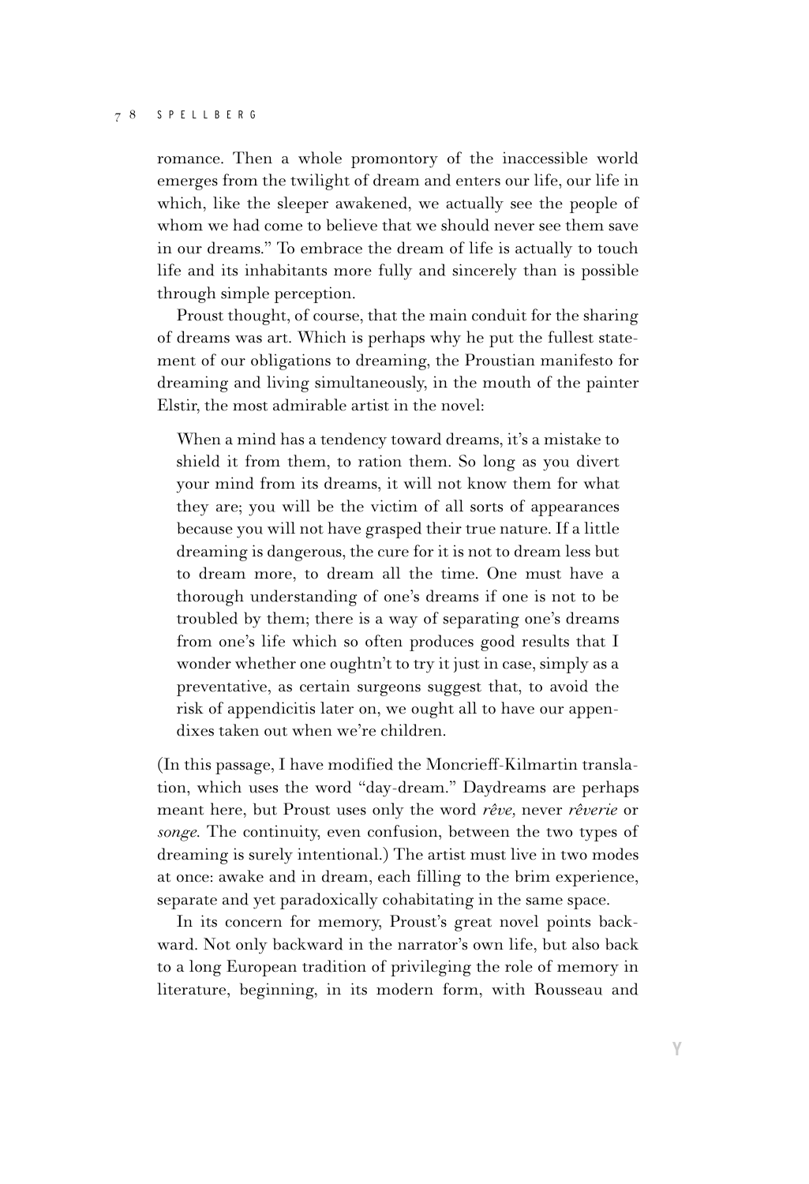romance. Then a whole promontory of the inaccessible world emerges from the twilight of dream and enters our life, our life in which, like the sleeper awakened, we actually see the people of whom we had come to believe that we should never see them save in our dreams." To embrace the dream of life is actually to touch life and its inhabitants more fully and sincerely than is possible through simple perception.

Proust thought, of course, that the main conduit for the sharing of dreams was art. Which is perhaps why he put the fullest statement of our obligations to dreaming, the Proustian manifesto for dreaming and living simultaneously, in the mouth of the painter Elstir, the most admirable artist in the novel:

> When a mind has a tendency toward dreams, it's a mistake to shield it from them, to ration them. So long as you divert your mind from its dreams, it will not know them for what they are; you will be the victim of all sorts of appearances because you will not have grasped their true nature. If a little dreaming is dangerous, the cure for it is not to dream less but to dream more, to dream all the time. One must have a thorough understanding of one's dreams if one is not to be troubled by them; there is a way of separating one's dreams from one's life which so often produces good results that I wonder whether one oughtn't to try it just in case, simply as a preventative, as certain surgeons suggest that, to avoid the risk of appendicitis later on, we ought all to have our appendixes taken out when we're children.

(In this passage, I have modified the Moncrieff-Kilmartin translation, which uses the word "day-dream." Daydreams are perhaps meant here, but Proust uses only the word *rêve*, never *rêverie* or *songe*. The continuity, even confusion, between the two types of dreaming is surely intentional.) The artist must live in two modes at once: awake and in dream, each filling to the brim experience, separate and yet paradoxically cohabitating in the same space.

In its concern for memory, Proust's great novel points backward. Not only backward in the narrator's own life, but also back to a long European tradition of privileging the role of memory in literature, beginning, in its modern form, with Rousseau and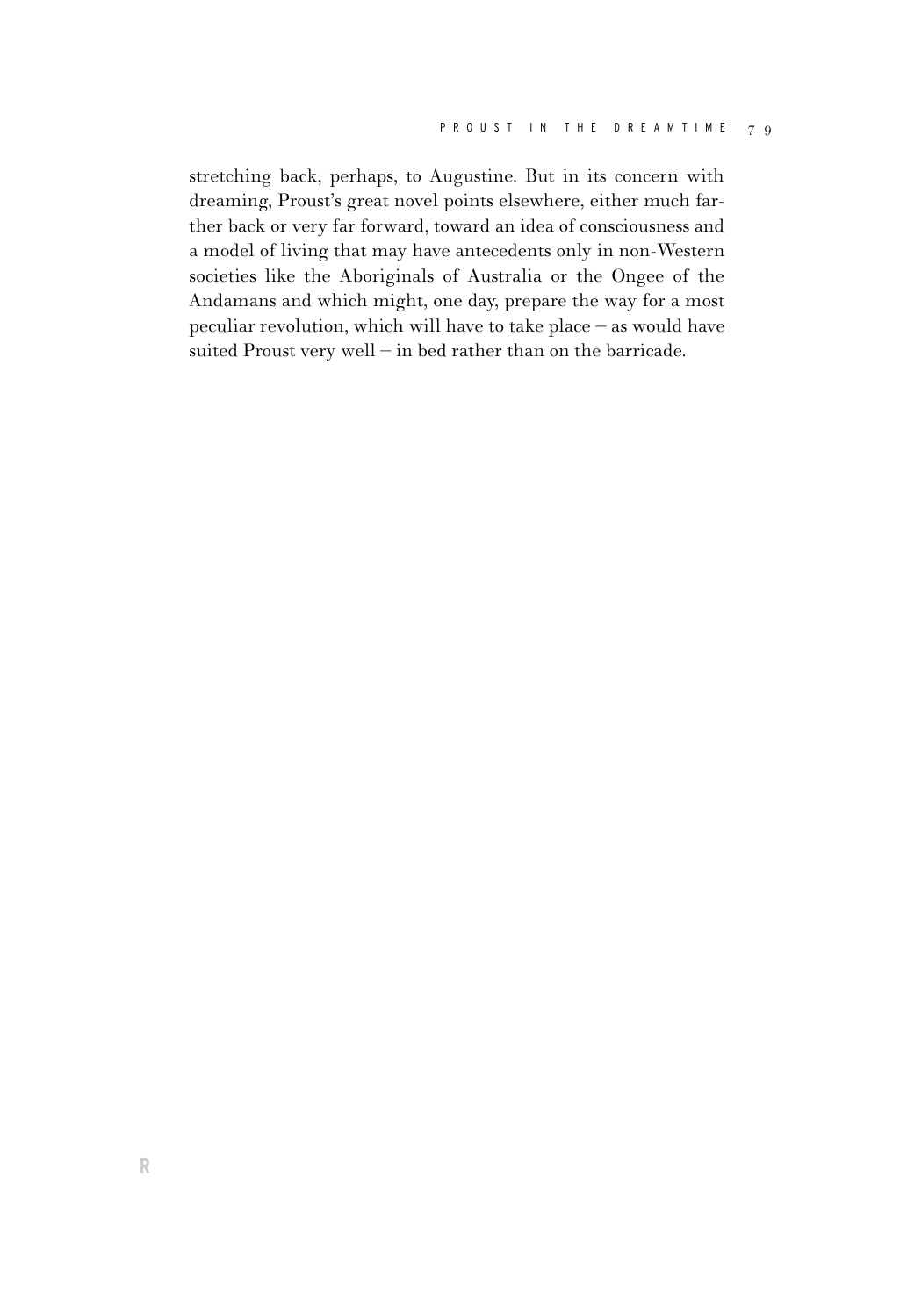stretching back, perhaps, to Augustine. But in its concern with dreaming, Proust's great novel points elsewhere, either much farther back or very far forward, toward an idea of consciousness and a model of living that may have antecedents only in non-Western societies like the Aboriginals of Australia or the Ongee of the Andamans and which might, one day, prepare the way for a most peculiar revolution, which will have to take place – as would have suited Proust very well – in bed rather than on the barricade.